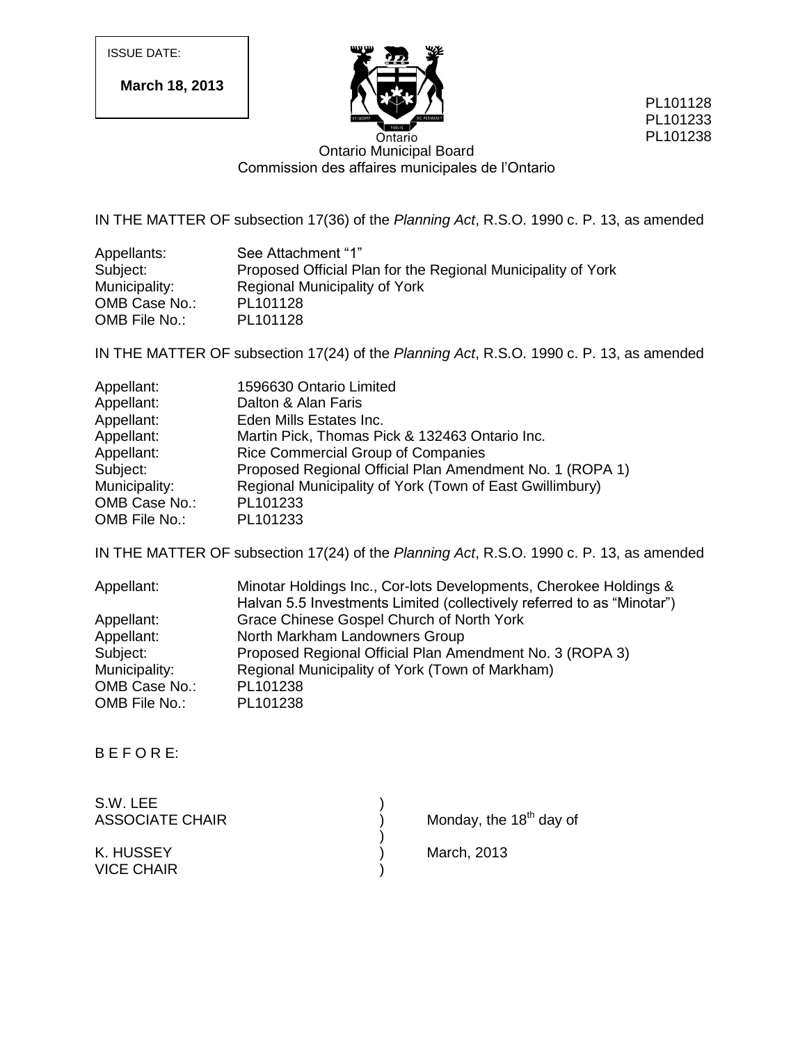ISSUE DATE:

**March 18, 2013**

PL101128
PL101233
PL101238

Ontario

Ontario Municipal Board
Commission des affaires municipales de l'Ontario

IN THE MATTER OF subsection 17(36) of the *Planning Act*, R.S.O. 1990 c. P. 13, as amended

| | |
|---|---|
| Appellants: | See Attachment "1" |
| Subject: | Proposed Official Plan for the Regional Municipality of York |
| Municipality: | Regional Municipality of York |
| OMB Case No.: | PL101128 |
| OMB File No.: | PL101128 |

IN THE MATTER OF subsection 17(24) of the *Planning Act*, R.S.O. 1990 c. P. 13, as amended

| | |
|---|---|
| Appellant: | 1596630 Ontario Limited |
| Appellant: | Dalton & Alan Faris |
| Appellant: | Eden Mills Estates Inc. |
| Appellant: | Martin Pick, Thomas Pick & 132463 Ontario Inc. |
| Appellant: | Rice Commercial Group of Companies |
| Subject: | Proposed Regional Official Plan Amendment No. 1 (ROPA 1) |
| Municipality: | Regional Municipality of York (Town of East Gwillimbury) |
| OMB Case No.: | PL101233 |
| OMB File No.: | PL101233 |

IN THE MATTER OF subsection 17(24) of the *Planning Act*, R.S.O. 1990 c. P. 13, as amended

| | |
|---|---|
| Appellant: | Minotar Holdings Inc., Cor-lots Developments, Cherokee Holdings & Halvan 5.5 Investments Limited (collectively referred to as "Minotar") |
| Appellant: | Grace Chinese Gospel Church of North York |
| Appellant: | North Markham Landowners Group |
| Subject: | Proposed Regional Official Plan Amendment No. 3 (ROPA 3) |
| Municipality: | Regional Municipality of York (Town of Markham) |
| OMB Case No.: | PL101238 |
| OMB File No.: | PL101238 |

B E F O R E:

S.W. LEE
ASSOCIATE CHAIR

K. HUSSEY
VICE CHAIR

Monday, the 18th day of March, 2013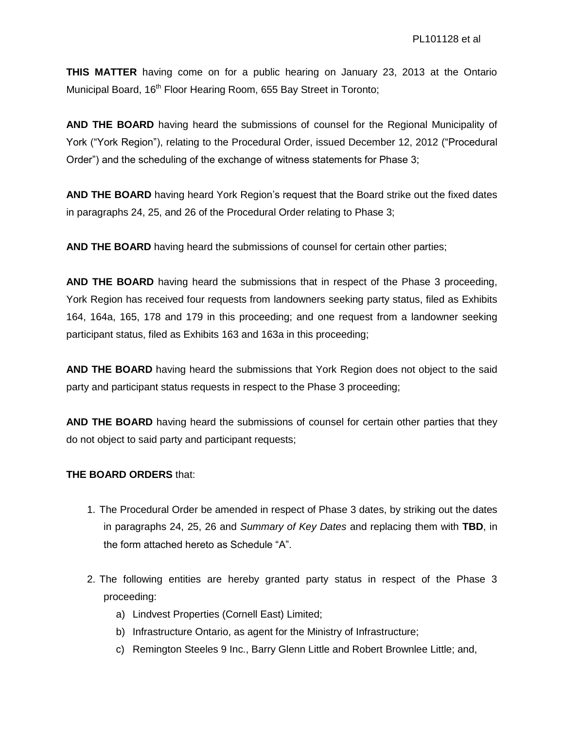**THIS MATTER** having come on for a public hearing on January 23, 2013 at the Ontario Municipal Board, 16th Floor Hearing Room, 655 Bay Street in Toronto;

**AND THE BOARD** having heard the submissions of counsel for the Regional Municipality of York ("York Region"), relating to the Procedural Order, issued December 12, 2012 ("Procedural Order") and the scheduling of the exchange of witness statements for Phase 3;

**AND THE BOARD** having heard York Region's request that the Board strike out the fixed dates in paragraphs 24, 25, and 26 of the Procedural Order relating to Phase 3;

**AND THE BOARD** having heard the submissions of counsel for certain other parties;

**AND THE BOARD** having heard the submissions that in respect of the Phase 3 proceeding, York Region has received four requests from landowners seeking party status, filed as Exhibits 164, 164a, 165, 178 and 179 in this proceeding; and one request from a landowner seeking participant status, filed as Exhibits 163 and 163a in this proceeding;

**AND THE BOARD** having heard the submissions that York Region does not object to the said party and participant status requests in respect to the Phase 3 proceeding;

**AND THE BOARD** having heard the submissions of counsel for certain other parties that they do not object to said party and participant requests;

**THE BOARD ORDERS** that:

1. The Procedural Order be amended in respect of Phase 3 dates, by striking out the dates in paragraphs 24, 25, 26 and *Summary of Key Dates* and replacing them with **TBD**, in the form attached hereto as Schedule "A".

2. The following entities are hereby granted party status in respect of the Phase 3 proceeding:
   a) Lindvest Properties (Cornell East) Limited;
   b) Infrastructure Ontario, as agent for the Ministry of Infrastructure;
   c) Remington Steeles 9 Inc., Barry Glenn Little and Robert Brownlee Little; and,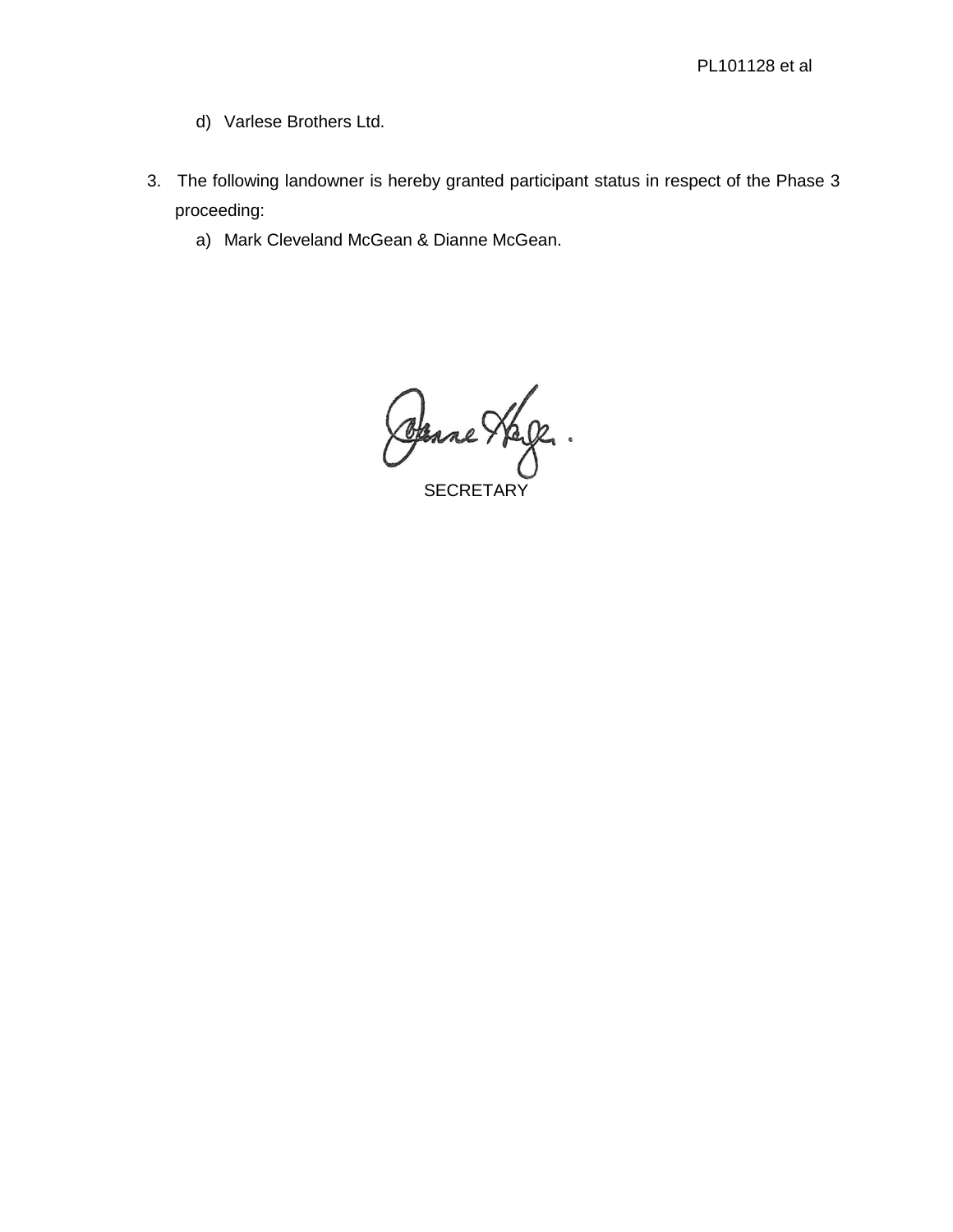d) Varlese Brothers Ltd.

3. The following landowner is hereby granted participant status in respect of the Phase 3 proceeding:

   a) Mark Cleveland McGean & Dianne McGean.

SECRETARY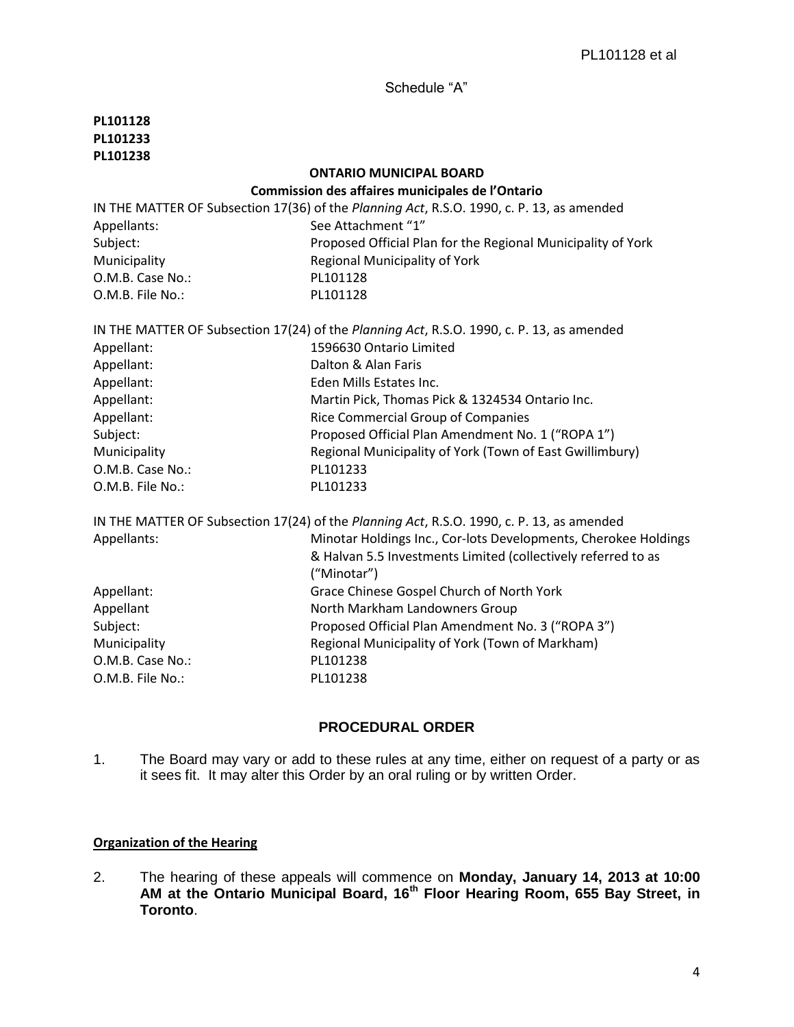Schedule "A"

**PL101128**
**PL101233**
**PL101238**

**ONTARIO MUNICIPAL BOARD**
**Commission des affaires municipales de l'Ontario**

IN THE MATTER OF Subsection 17(36) of the *Planning Act*, R.S.O. 1990, c. P. 13, as amended

| | |
|---|---|
| Appellants: | See Attachment "1" |
| Subject: | Proposed Official Plan for the Regional Municipality of York |
| Municipality | Regional Municipality of York |
| O.M.B. Case No.: | PL101128 |
| O.M.B. File No.: | PL101128 |

IN THE MATTER OF Subsection 17(24) of the *Planning Act*, R.S.O. 1990, c. P. 13, as amended

| | |
|---|---|
| Appellant: | 1596630 Ontario Limited |
| Appellant: | Dalton & Alan Faris |
| Appellant: | Eden Mills Estates Inc. |
| Appellant: | Martin Pick, Thomas Pick & 1324534 Ontario Inc. |
| Appellant: | Rice Commercial Group of Companies |
| Subject: | Proposed Official Plan Amendment No. 1 ("ROPA 1") |
| Municipality | Regional Municipality of York (Town of East Gwillimbury) |
| O.M.B. Case No.: | PL101233 |
| O.M.B. File No.: | PL101233 |

IN THE MATTER OF Subsection 17(24) of the *Planning Act*, R.S.O. 1990, c. P. 13, as amended

| | |
|---|---|
| Appellants: | Minotar Holdings Inc., Cor-lots Developments, Cherokee Holdings & Halvan 5.5 Investments Limited (collectively referred to as ("Minotar") |
| Appellant: | Grace Chinese Gospel Church of North York |
| Appellant | North Markham Landowners Group |
| Subject: | Proposed Official Plan Amendment No. 3 ("ROPA 3") |
| Municipality | Regional Municipality of York (Town of Markham) |
| O.M.B. Case No.: | PL101238 |
| O.M.B. File No.: | PL101238 |

## PROCEDURAL ORDER

1. The Board may vary or add to these rules at any time, either on request of a party or as it sees fit. It may alter this Order by an oral ruling or by written Order.

### Organization of the Hearing

2. The hearing of these appeals will commence on **Monday, January 14, 2013 at 10:00 AM at the Ontario Municipal Board, 16th Floor Hearing Room, 655 Bay Street, in Toronto**.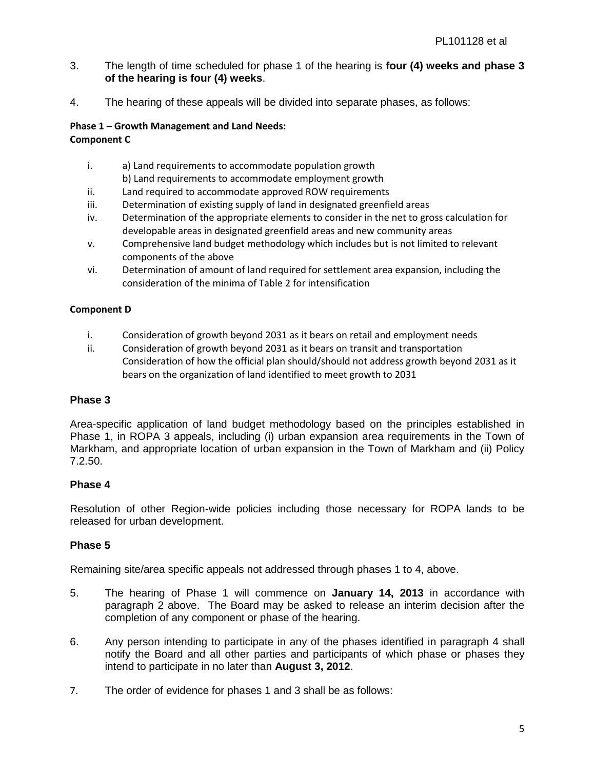3. The length of time scheduled for phase 1 of the hearing is **four (4) weeks and phase 3 of the hearing is four (4) weeks**.

4. The hearing of these appeals will be divided into separate phases, as follows:

**Phase 1 – Growth Management and Land Needs:**
**Component C**

i. a) Land requirements to accommodate population growth
   b) Land requirements to accommodate employment growth
ii. Land required to accommodate approved ROW requirements
iii. Determination of existing supply of land in designated greenfield areas
iv. Determination of the appropriate elements to consider in the net to gross calculation for developable areas in designated greenfield areas and new community areas
v. Comprehensive land budget methodology which includes but is not limited to relevant components of the above
vi. Determination of amount of land required for settlement area expansion, including the consideration of the minima of Table 2 for intensification

**Component D**

i. Consideration of growth beyond 2031 as it bears on retail and employment needs
ii. Consideration of growth beyond 2031 as it bears on transit and transportation
   Consideration of how the official plan should/should not address growth beyond 2031 as it bears on the organization of land identified to meet growth to 2031

**Phase 3**

Area-specific application of land budget methodology based on the principles established in Phase 1, in ROPA 3 appeals, including (i) urban expansion area requirements in the Town of Markham, and appropriate location of urban expansion in the Town of Markham and (ii) Policy 7.2.50.

**Phase 4**

Resolution of other Region-wide policies including those necessary for ROPA lands to be released for urban development.

**Phase 5**

Remaining site/area specific appeals not addressed through phases 1 to 4, above.

5. The hearing of Phase 1 will commence on **January 14, 2013** in accordance with paragraph 2 above. The Board may be asked to release an interim decision after the completion of any component or phase of the hearing.

6. Any person intending to participate in any of the phases identified in paragraph 4 shall notify the Board and all other parties and participants of which phase or phases they intend to participate in no later than **August 3, 2012**.

7. The order of evidence for phases 1 and 3 shall be as follows: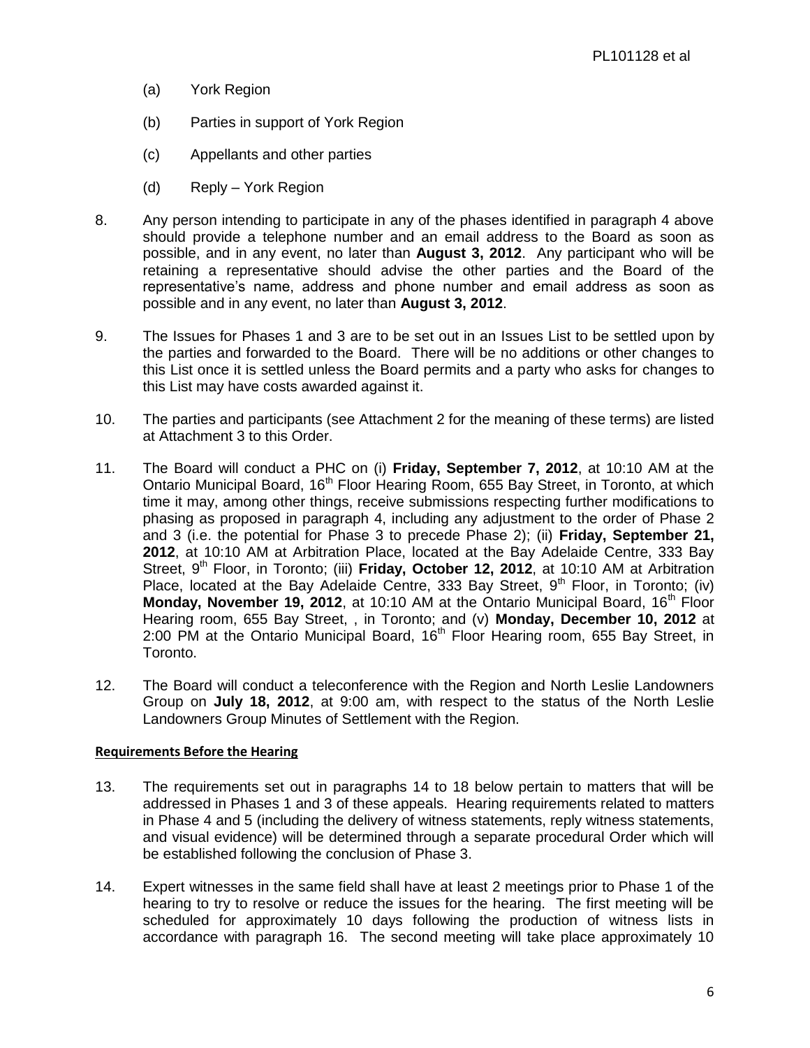(a) York Region

(b) Parties in support of York Region

(c) Appellants and other parties

(d) Reply – York Region

8. Any person intending to participate in any of the phases identified in paragraph 4 above should provide a telephone number and an email address to the Board as soon as possible, and in any event, no later than **August 3, 2012**. Any participant who will be retaining a representative should advise the other parties and the Board of the representative's name, address and phone number and email address as soon as possible and in any event, no later than **August 3, 2012**.

9. The Issues for Phases 1 and 3 are to be set out in an Issues List to be settled upon by the parties and forwarded to the Board. There will be no additions or other changes to this List once it is settled unless the Board permits and a party who asks for changes to this List may have costs awarded against it.

10. The parties and participants (see Attachment 2 for the meaning of these terms) are listed at Attachment 3 to this Order.

11. The Board will conduct a PHC on (i) **Friday, September 7, 2012**, at 10:10 AM at the Ontario Municipal Board, 16th Floor Hearing Room, 655 Bay Street, in Toronto, at which time it may, among other things, receive submissions respecting further modifications to phasing as proposed in paragraph 4, including any adjustment to the order of Phase 2 and 3 (i.e. the potential for Phase 3 to precede Phase 2); (ii) **Friday, September 21, 2012**, at 10:10 AM at Arbitration Place, located at the Bay Adelaide Centre, 333 Bay Street, 9th Floor, in Toronto; (iii) **Friday, October 12, 2012**, at 10:10 AM at Arbitration Place, located at the Bay Adelaide Centre, 333 Bay Street, 9th Floor, in Toronto; (iv) **Monday, November 19, 2012**, at 10:10 AM at the Ontario Municipal Board, 16th Floor Hearing room, 655 Bay Street, , in Toronto; and (v) **Monday, December 10, 2012** at 2:00 PM at the Ontario Municipal Board, 16th Floor Hearing room, 655 Bay Street, in Toronto.

12. The Board will conduct a teleconference with the Region and North Leslie Landowners Group on **July 18, 2012**, at 9:00 am, with respect to the status of the North Leslie Landowners Group Minutes of Settlement with the Region.

**Requirements Before the Hearing**

13. The requirements set out in paragraphs 14 to 18 below pertain to matters that will be addressed in Phases 1 and 3 of these appeals. Hearing requirements related to matters in Phase 4 and 5 (including the delivery of witness statements, reply witness statements, and visual evidence) will be determined through a separate procedural Order which will be established following the conclusion of Phase 3.

14. Expert witnesses in the same field shall have at least 2 meetings prior to Phase 1 of the hearing to try to resolve or reduce the issues for the hearing. The first meeting will be scheduled for approximately 10 days following the production of witness lists in accordance with paragraph 16. The second meeting will take place approximately 10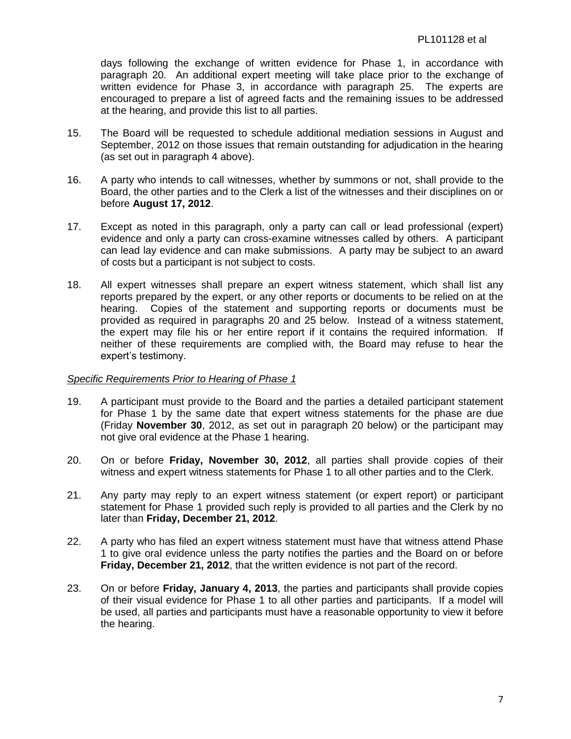days following the exchange of written evidence for Phase 1, in accordance with paragraph 20. An additional expert meeting will take place prior to the exchange of written evidence for Phase 3, in accordance with paragraph 25. The experts are encouraged to prepare a list of agreed facts and the remaining issues to be addressed at the hearing, and provide this list to all parties.

15. The Board will be requested to schedule additional mediation sessions in August and September, 2012 on those issues that remain outstanding for adjudication in the hearing (as set out in paragraph 4 above).

16. A party who intends to call witnesses, whether by summons or not, shall provide to the Board, the other parties and to the Clerk a list of the witnesses and their disciplines on or before **August 17, 2012**.

17. Except as noted in this paragraph, only a party can call or lead professional (expert) evidence and only a party can cross-examine witnesses called by others. A participant can lead lay evidence and can make submissions. A party may be subject to an award of costs but a participant is not subject to costs.

18. All expert witnesses shall prepare an expert witness statement, which shall list any reports prepared by the expert, or any other reports or documents to be relied on at the hearing. Copies of the statement and supporting reports or documents must be provided as required in paragraphs 20 and 25 below. Instead of a witness statement, the expert may file his or her entire report if it contains the required information. If neither of these requirements are complied with, the Board may refuse to hear the expert's testimony.

*Specific Requirements Prior to Hearing of Phase 1*

19. A participant must provide to the Board and the parties a detailed participant statement for Phase 1 by the same date that expert witness statements for the phase are due (Friday **November 30**, 2012, as set out in paragraph 20 below) or the participant may not give oral evidence at the Phase 1 hearing.

20. On or before **Friday, November 30, 2012**, all parties shall provide copies of their witness and expert witness statements for Phase 1 to all other parties and to the Clerk.

21. Any party may reply to an expert witness statement (or expert report) or participant statement for Phase 1 provided such reply is provided to all parties and the Clerk by no later than **Friday, December 21, 2012**.

22. A party who has filed an expert witness statement must have that witness attend Phase 1 to give oral evidence unless the party notifies the parties and the Board on or before **Friday, December 21, 2012**, that the written evidence is not part of the record.

23. On or before **Friday, January 4, 2013**, the parties and participants shall provide copies of their visual evidence for Phase 1 to all other parties and participants. If a model will be used, all parties and participants must have a reasonable opportunity to view it before the hearing.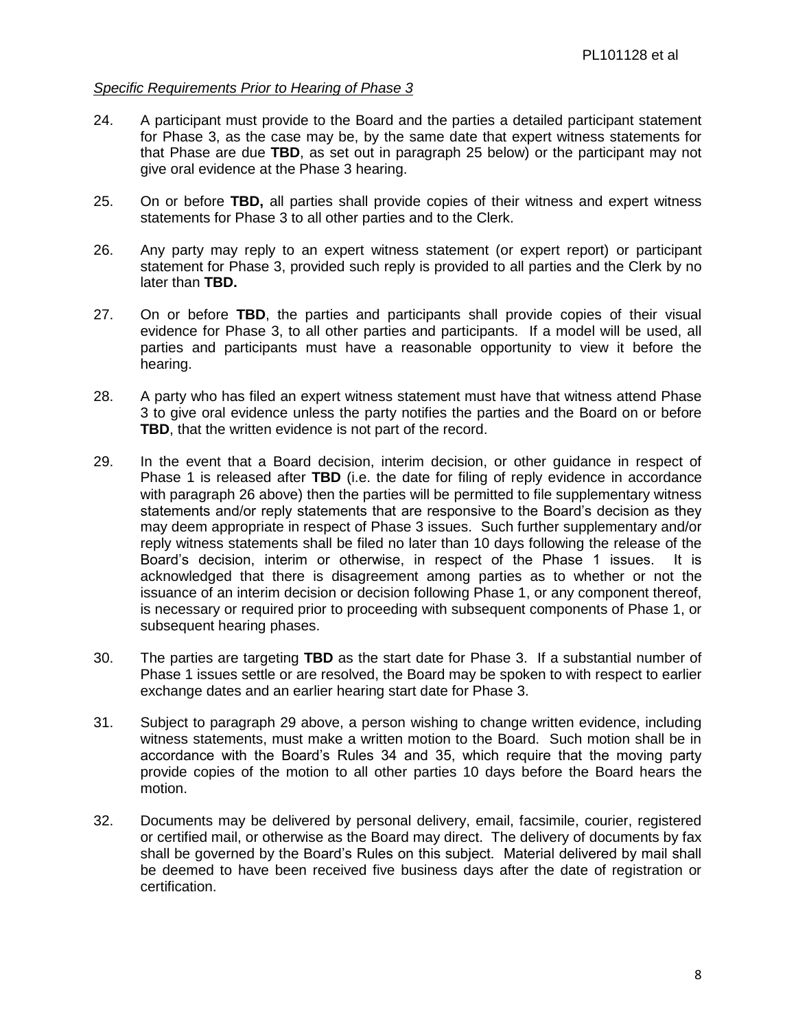*Specific Requirements Prior to Hearing of Phase 3*

24. A participant must provide to the Board and the parties a detailed participant statement for Phase 3, as the case may be, by the same date that expert witness statements for that Phase are due **TBD**, as set out in paragraph 25 below) or the participant may not give oral evidence at the Phase 3 hearing.

25. On or before **TBD,** all parties shall provide copies of their witness and expert witness statements for Phase 3 to all other parties and to the Clerk.

26. Any party may reply to an expert witness statement (or expert report) or participant statement for Phase 3, provided such reply is provided to all parties and the Clerk by no later than **TBD.**

27. On or before **TBD**, the parties and participants shall provide copies of their visual evidence for Phase 3, to all other parties and participants. If a model will be used, all parties and participants must have a reasonable opportunity to view it before the hearing.

28. A party who has filed an expert witness statement must have that witness attend Phase 3 to give oral evidence unless the party notifies the parties and the Board on or before **TBD**, that the written evidence is not part of the record.

29. In the event that a Board decision, interim decision, or other guidance in respect of Phase 1 is released after **TBD** (i.e. the date for filing of reply evidence in accordance with paragraph 26 above) then the parties will be permitted to file supplementary witness statements and/or reply statements that are responsive to the Board's decision as they may deem appropriate in respect of Phase 3 issues. Such further supplementary and/or reply witness statements shall be filed no later than 10 days following the release of the Board's decision, interim or otherwise, in respect of the Phase 1 issues. It is acknowledged that there is disagreement among parties as to whether or not the issuance of an interim decision or decision following Phase 1, or any component thereof, is necessary or required prior to proceeding with subsequent components of Phase 1, or subsequent hearing phases.

30. The parties are targeting **TBD** as the start date for Phase 3. If a substantial number of Phase 1 issues settle or are resolved, the Board may be spoken to with respect to earlier exchange dates and an earlier hearing start date for Phase 3.

31. Subject to paragraph 29 above, a person wishing to change written evidence, including witness statements, must make a written motion to the Board. Such motion shall be in accordance with the Board's Rules 34 and 35, which require that the moving party provide copies of the motion to all other parties 10 days before the Board hears the motion.

32. Documents may be delivered by personal delivery, email, facsimile, courier, registered or certified mail, or otherwise as the Board may direct. The delivery of documents by fax shall be governed by the Board's Rules on this subject. Material delivered by mail shall be deemed to have been received five business days after the date of registration or certification.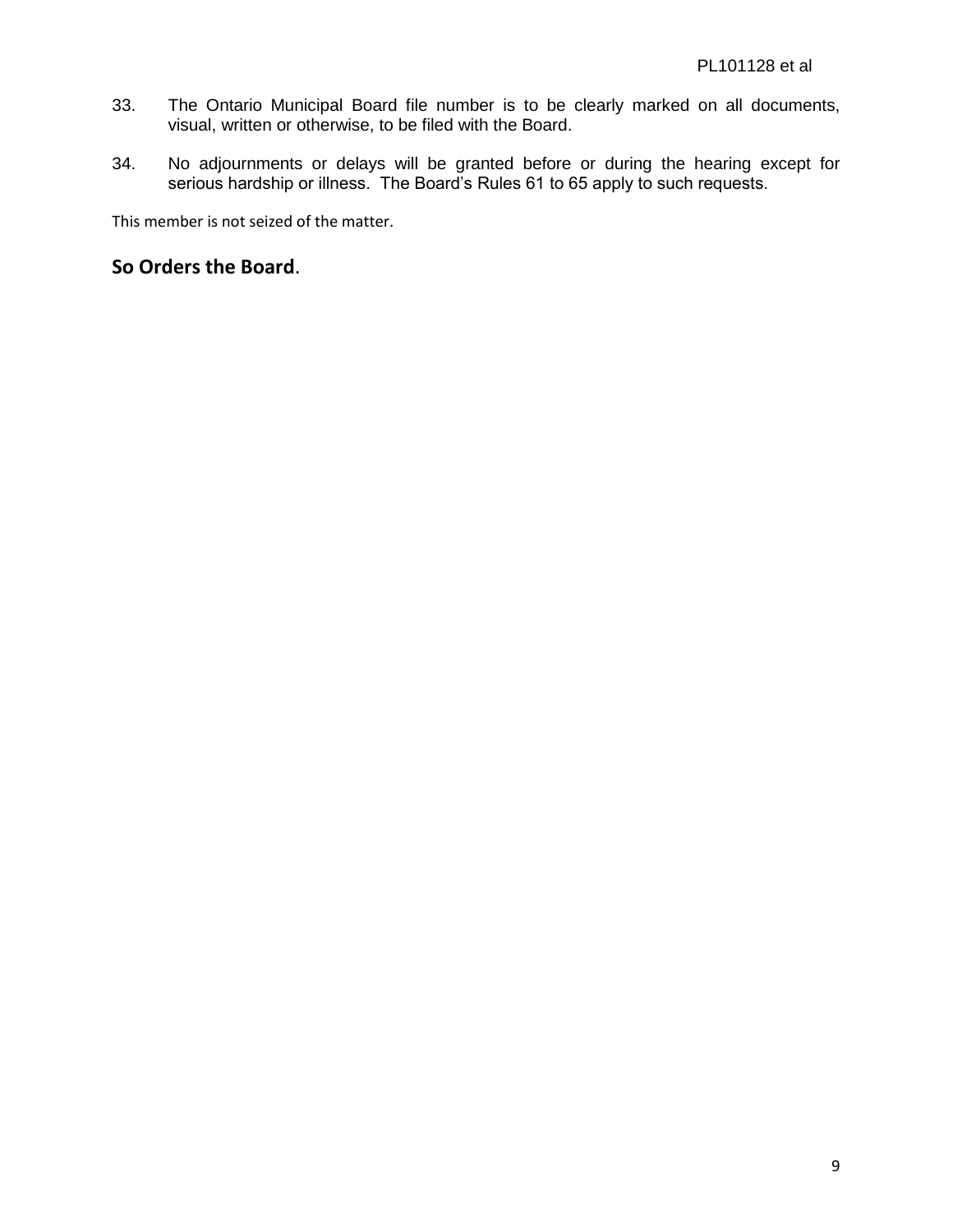33. The Ontario Municipal Board file number is to be clearly marked on all documents, visual, written or otherwise, to be filed with the Board.

34. No adjournments or delays will be granted before or during the hearing except for serious hardship or illness. The Board's Rules 61 to 65 apply to such requests.

This member is not seized of the matter.

**So Orders the Board**.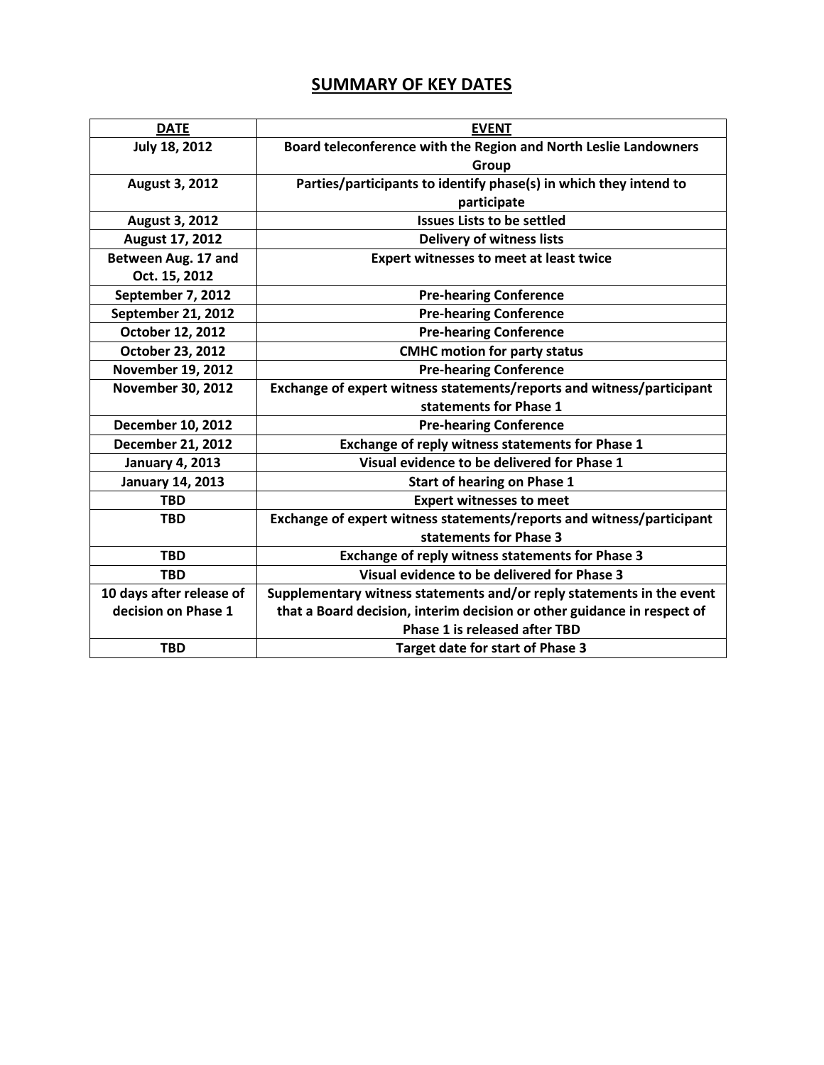## SUMMARY OF KEY DATES

| DATE | EVENT |
|---|---|
| July 18, 2012 | Board teleconference with the Region and North Leslie Landowners Group |
| August 3, 2012 | Parties/participants to identify phase(s) in which they intend to participate |
| August 3, 2012 | Issues Lists to be settled |
| August 17, 2012 | Delivery of witness lists |
| Between Aug. 17 and Oct. 15, 2012 | Expert witnesses to meet at least twice |
| September 7, 2012 | Pre-hearing Conference |
| September 21, 2012 | Pre-hearing Conference |
| October 12, 2012 | Pre-hearing Conference |
| October 23, 2012 | CMHC motion for party status |
| November 19, 2012 | Pre-hearing Conference |
| November 30, 2012 | Exchange of expert witness statements/reports and witness/participant statements for Phase 1 |
| December 10, 2012 | Pre-hearing Conference |
| December 21, 2012 | Exchange of reply witness statements for Phase 1 |
| January 4, 2013 | Visual evidence to be delivered for Phase 1 |
| January 14, 2013 | Start of hearing on Phase 1 |
| TBD | Expert witnesses to meet |
| TBD | Exchange of expert witness statements/reports and witness/participant statements for Phase 3 |
| TBD | Exchange of reply witness statements for Phase 3 |
| TBD | Visual evidence to be delivered for Phase 3 |
| 10 days after release of decision on Phase 1 | Supplementary witness statements and/or reply statements in the event that a Board decision, interim decision or other guidance in respect of Phase 1 is released after TBD |
| TBD | Target date for start of Phase 3 |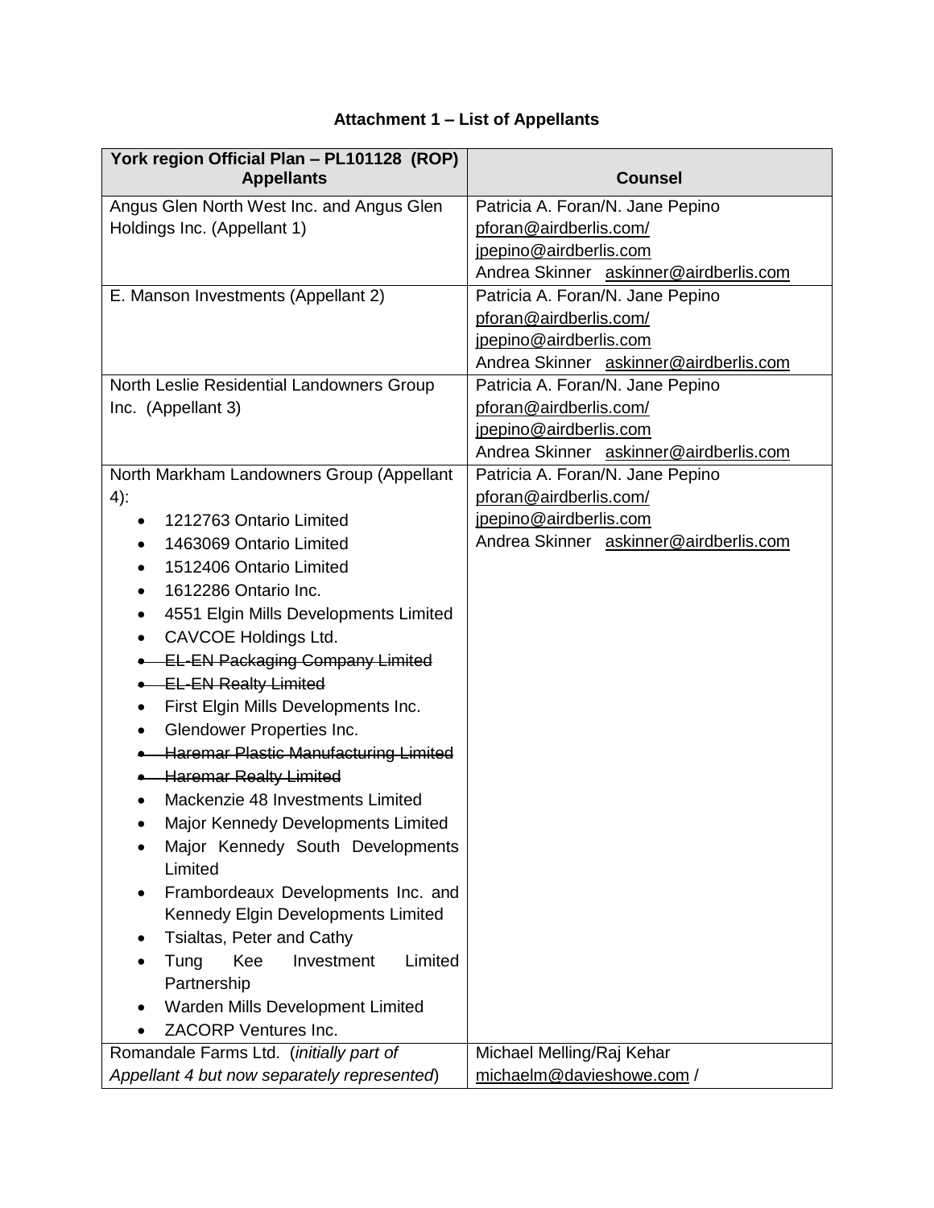**Attachment 1 – List of Appellants**

| York region Official Plan – PL101128 (ROP) Appellants | Counsel |
|---|---|
| Angus Glen North West Inc. and Angus Glen Holdings Inc. (Appellant 1) | Patricia A. Foran/N. Jane Pepino pforan@airdberlis.com/ jpepino@airdberlis.com Andrea Skinner askinner@airdberlis.com |
| E. Manson Investments (Appellant 2) | Patricia A. Foran/N. Jane Pepino pforan@airdberlis.com/ jpepino@airdberlis.com Andrea Skinner askinner@airdberlis.com |
| North Leslie Residential Landowners Group Inc. (Appellant 3) | Patricia A. Foran/N. Jane Pepino pforan@airdberlis.com/ jpepino@airdberlis.com Andrea Skinner askinner@airdberlis.com |
| North Markham Landowners Group (Appellant 4): <br>• 1212763 Ontario Limited <br>• 1463069 Ontario Limited <br>• 1512406 Ontario Limited <br>• 1612286 Ontario Inc. <br>• 4551 Elgin Mills Developments Limited <br>• CAVCOE Holdings Ltd. <br>• ~~EL-EN Packaging Company Limited~~ <br>• ~~EL-EN Realty Limited~~ <br>• First Elgin Mills Developments Inc. <br>• Glendower Properties Inc. <br>• ~~Haremar Plastic Manufacturing Limited~~ <br>• ~~Haremar Realty Limited~~ <br>• Mackenzie 48 Investments Limited <br>• Major Kennedy Developments Limited <br>• Major Kennedy South Developments Limited <br>• Frambordeaux Developments Inc. and Kennedy Elgin Developments Limited <br>• Tsialtas, Peter and Cathy <br>• Tung Kee Investment Limited Partnership <br>• Warden Mills Development Limited <br>• ZACORP Ventures Inc. | Patricia A. Foran/N. Jane Pepino pforan@airdberlis.com/ jpepino@airdberlis.com Andrea Skinner askinner@airdberlis.com |
| Romandale Farms Ltd. (*initially part of Appellant 4 but now separately represented*) | Michael Melling/Raj Kehar michaelm@davieshowe.com / |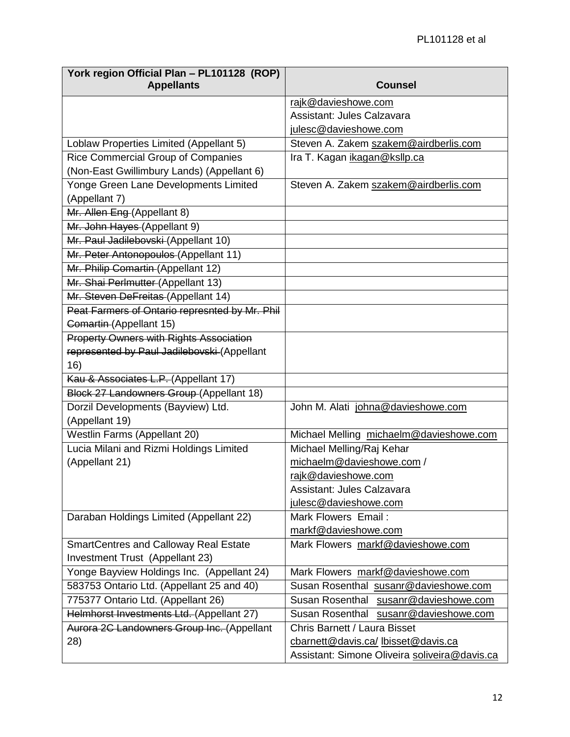| York region Official Plan – PL101128 (ROP) Appellants | Counsel |
|---|---|
| | rajk@davieshowe.com<br>Assistant: Jules Calzavara<br>julesc@davieshowe.com |
| Loblaw Properties Limited (Appellant 5) | Steven A. Zakem szakem@airdberlis.com |
| Rice Commercial Group of Companies (Non-East Gwillimbury Lands) (Appellant 6) | Ira T. Kagan ikagan@ksllp.ca |
| Yonge Green Lane Developments Limited (Appellant 7) | Steven A. Zakem szakem@airdberlis.com |
| ~~Mr. Allen Eng~~ (Appellant 8) | |
| ~~Mr. John Hayes~~ (Appellant 9) | |
| ~~Mr. Paul Jadilebovski~~ (Appellant 10) | |
| ~~Mr. Peter Antonopoulos~~ (Appellant 11) | |
| ~~Mr. Philip Comartin~~ (Appellant 12) | |
| ~~Mr. Shai Perlmutter~~ (Appellant 13) | |
| ~~Mr. Steven DeFreitas~~ (Appellant 14) | |
| ~~Peat Farmers of Ontario represnted by Mr. Phil Comartin~~ (Appellant 15) | |
| ~~Property Owners with Rights Association represented by Paul Jadilebovski~~ (Appellant 16) | |
| ~~Kau & Associates L.P.~~ (Appellant 17) | |
| ~~Block 27 Landowners Group~~ (Appellant 18) | |
| Dorzil Developments (Bayview) Ltd. (Appellant 19) | John M. Alati johna@davieshowe.com |
| Westlin Farms (Appellant 20) | Michael Melling michaelm@davieshowe.com |
| Lucia Milani and Rizmi Holdings Limited (Appellant 21) | Michael Melling/Raj Kehar<br>michaelm@davieshowe.com /<br>rajk@davieshowe.com<br>Assistant: Jules Calzavara<br>julesc@davieshowe.com |
| Daraban Holdings Limited (Appellant 22) | Mark Flowers Email :<br>markf@davieshowe.com |
| SmartCentres and Calloway Real Estate Investment Trust (Appellant 23) | Mark Flowers markf@davieshowe.com |
| Yonge Bayview Holdings Inc. (Appellant 24) | Mark Flowers markf@davieshowe.com |
| 583753 Ontario Ltd. (Appellant 25 and 40) | Susan Rosenthal susanr@davieshowe.com |
| 775377 Ontario Ltd. (Appellant 26) | Susan Rosenthal susanr@davieshowe.com |
| ~~Helmhorst Investments Ltd.~~ (Appellant 27) | Susan Rosenthal susanr@davieshowe.com |
| ~~Aurora 2C Landowners Group Inc.~~ (Appellant 28) | Chris Barnett / Laura Bisset<br>cbarnett@davis.ca/ lbisset@davis.ca<br>Assistant: Simone Oliveira soliveira@davis.ca |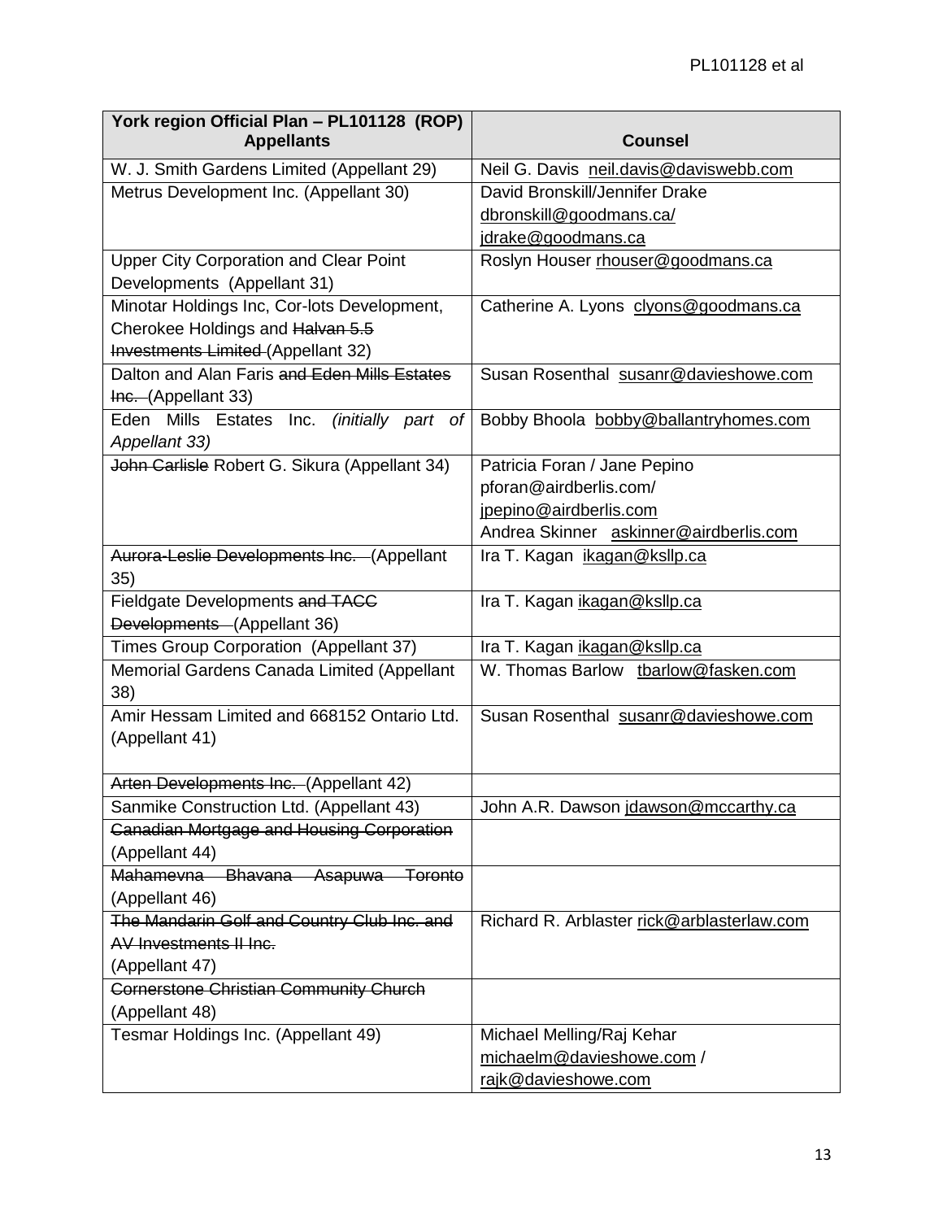| York region Official Plan – PL101128 (ROP) Appellants | Counsel |
|---|---|
| W. J. Smith Gardens Limited (Appellant 29) | Neil G. Davis neil.davis@daviswebb.com |
| Metrus Development Inc. (Appellant 30) | David Bronskill/Jennifer Drake dbronskill@goodmans.ca/ jdrake@goodmans.ca |
| Upper City Corporation and Clear Point Developments (Appellant 31) | Roslyn Houser rhouser@goodmans.ca |
| Minotar Holdings Inc, Cor-lots Development, Cherokee Holdings and ~~Halvan 5.5 Investments Limited~~ (Appellant 32) | Catherine A. Lyons clyons@goodmans.ca |
| Dalton and Alan Faris ~~and Eden Mills Estates Inc.~~ (Appellant 33) | Susan Rosenthal susanr@davieshowe.com |
| Eden Mills Estates Inc. *(initially part of Appellant 33)* | Bobby Bhoola bobby@ballantryhomes.com |
| ~~John Carlisle~~ Robert G. Sikura (Appellant 34) | Patricia Foran / Jane Pepino pforan@airdberlis.com/ jpepino@airdberlis.com Andrea Skinner askinner@airdberlis.com |
| ~~Aurora-Leslie Developments Inc.~~ (Appellant 35) | Ira T. Kagan ikagan@ksllp.ca |
| Fieldgate Developments ~~and TACC Developments~~ (Appellant 36) | Ira T. Kagan ikagan@ksllp.ca |
| Times Group Corporation (Appellant 37) | Ira T. Kagan ikagan@ksllp.ca |
| Memorial Gardens Canada Limited (Appellant 38) | W. Thomas Barlow tbarlow@fasken.com |
| Amir Hessam Limited and 668152 Ontario Ltd. (Appellant 41) | Susan Rosenthal susanr@davieshowe.com |
| ~~Arten Developments Inc.~~ (Appellant 42) | |
| Sanmike Construction Ltd. (Appellant 43) | John A.R. Dawson jdawson@mccarthy.ca |
| ~~Canadian Mortgage and Housing Corporation~~ (Appellant 44) | |
| ~~Mahamevna Bhavana Asapuwa Toronto~~ (Appellant 46) | |
| ~~The Mandarin Golf and Country Club Inc. and AV Investments II Inc.~~ (Appellant 47) | Richard R. Arblaster rick@arblasterlaw.com |
| ~~Cornerstone Christian Community Church~~ (Appellant 48) | |
| Tesmar Holdings Inc. (Appellant 49) | Michael Melling/Raj Kehar michaelm@davieshowe.com / rajk@davieshowe.com |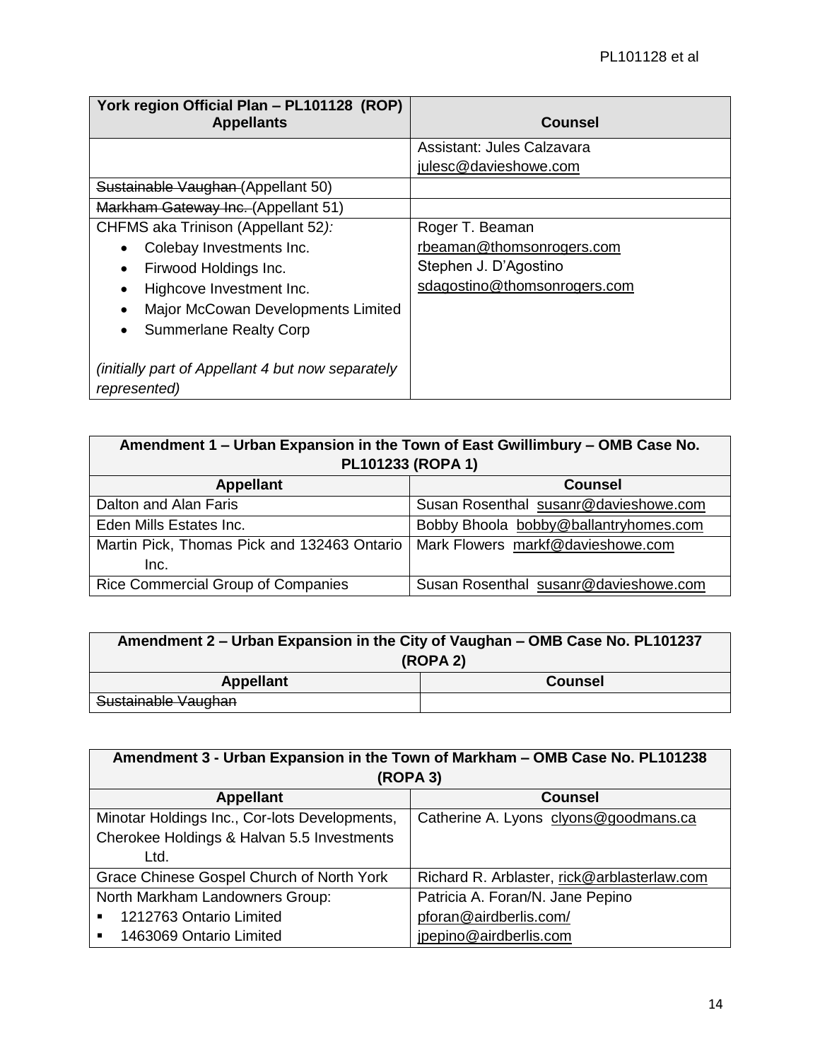| York region Official Plan – PL101128 (ROP) Appellants | Counsel |
|---|---|
| | Assistant: Jules Calzavara julesc@davieshowe.com |
| ~~Sustainable Vaughan~~ (Appellant 50) | |
| ~~Markham Gateway Inc.~~ (Appellant 51) | |
| CHFMS aka Trinison (Appellant 52*):*<br>• Colebay Investments Inc.<br>• Firwood Holdings Inc.<br>• Highcove Investment Inc.<br>• Major McCowan Developments Limited<br>• Summerlane Realty Corp<br><br>*(initially part of Appellant 4 but now separately represented)* | Roger T. Beaman<br>rbeaman@thomsonrogers.com<br>Stephen J. D'Agostino<br>sdagostino@thomsonrogers.com |

| Amendment 1 – Urban Expansion in the Town of East Gwillimbury – OMB Case No. PL101233 (ROPA 1) | |
|---|---|
| **Appellant** | **Counsel** |
| Dalton and Alan Faris | Susan Rosenthal susanr@davieshowe.com |
| Eden Mills Estates Inc. | Bobby Bhoola bobby@ballantryhomes.com |
| Martin Pick, Thomas Pick and 132463 Ontario Inc. | Mark Flowers markf@davieshowe.com |
| Rice Commercial Group of Companies | Susan Rosenthal susanr@davieshowe.com |

| Amendment 2 – Urban Expansion in the City of Vaughan – OMB Case No. PL101237 (ROPA 2) | |
|---|---|
| **Appellant** | **Counsel** |
| ~~Sustainable Vaughan~~ | |

| Amendment 3 - Urban Expansion in the Town of Markham – OMB Case No. PL101238 (ROPA 3) | |
|---|---|
| **Appellant** | **Counsel** |
| Minotar Holdings Inc., Cor-lots Developments, Cherokee Holdings & Halvan 5.5 Investments Ltd. | Catherine A. Lyons clyons@goodmans.ca |
| Grace Chinese Gospel Church of North York | Richard R. Arblaster, rick@arblasterlaw.com |
| North Markham Landowners Group:<br>▪ 1212763 Ontario Limited<br>▪ 1463069 Ontario Limited | Patricia A. Foran/N. Jane Pepino<br>pforan@airdberlis.com/<br>jpepino@airdberlis.com |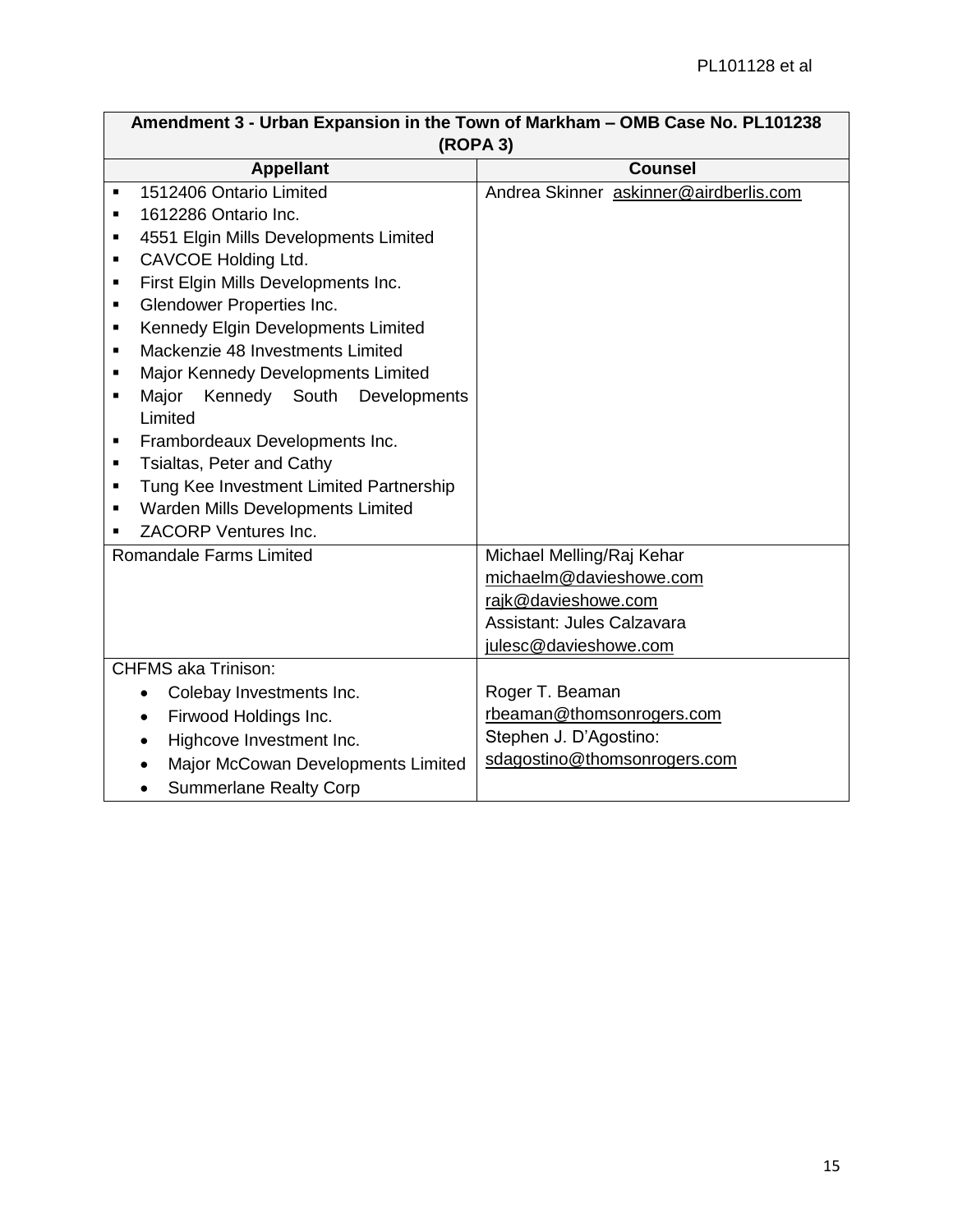| Amendment 3 - Urban Expansion in the Town of Markham – OMB Case No. PL101238 (ROPA 3) | |
|---|---|
| **Appellant** | **Counsel** |
| ▪ 1512406 Ontario Limited<br>▪ 1612286 Ontario Inc.<br>▪ 4551 Elgin Mills Developments Limited<br>▪ CAVCOE Holding Ltd.<br>▪ First Elgin Mills Developments Inc.<br>▪ Glendower Properties Inc.<br>▪ Kennedy Elgin Developments Limited<br>▪ Mackenzie 48 Investments Limited<br>▪ Major Kennedy Developments Limited<br>▪ Major Kennedy South Developments Limited<br>▪ Frambordeaux Developments Inc.<br>▪ Tsialtas, Peter and Cathy<br>▪ Tung Kee Investment Limited Partnership<br>▪ Warden Mills Developments Limited<br>▪ ZACORP Ventures Inc. | Andrea Skinner askinner@airdberlis.com |
| Romandale Farms Limited | Michael Melling/Raj Kehar<br>michaelm@davieshowe.com<br>rajk@davieshowe.com<br>Assistant: Jules Calzavara<br>julesc@davieshowe.com |
| CHFMS aka Trinison:<br>• Colebay Investments Inc.<br>• Firwood Holdings Inc.<br>• Highcove Investment Inc.<br>• Major McCowan Developments Limited<br>• Summerlane Realty Corp | Roger T. Beaman<br>rbeaman@thomsonrogers.com<br>Stephen J. D'Agostino:<br>sdagostino@thomsonrogers.com |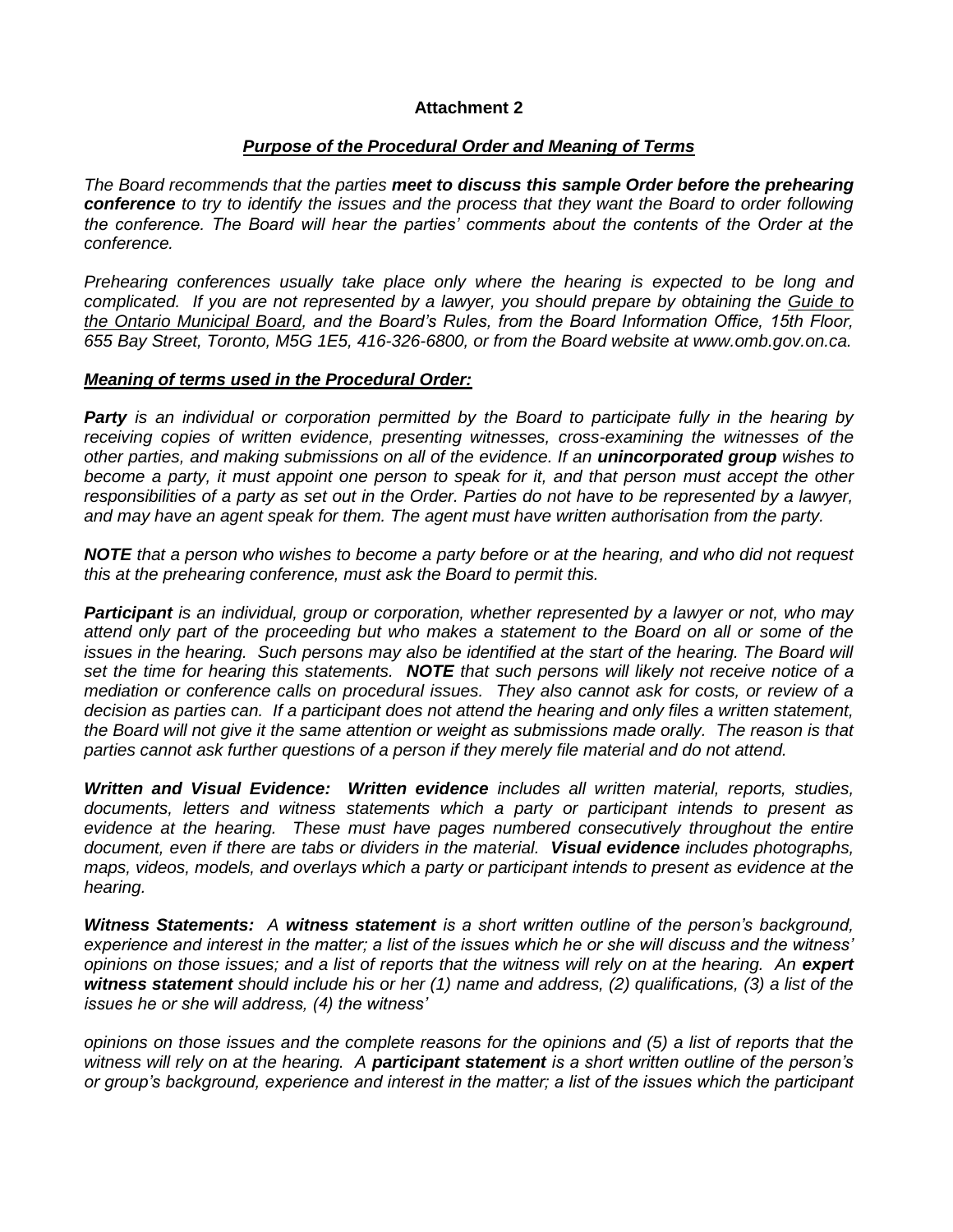**Attachment 2**

***Purpose of the Procedural Order and Meaning of Terms***

*The Board recommends that the parties **meet to discuss this sample Order before the prehearing conference** to try to identify the issues and the process that they want the Board to order following the conference. The Board will hear the parties' comments about the contents of the Order at the conference.*

*Prehearing conferences usually take place only where the hearing is expected to be long and complicated. If you are not represented by a lawyer, you should prepare by obtaining the Guide to the Ontario Municipal Board, and the Board's Rules, from the Board Information Office, 15th Floor, 655 Bay Street, Toronto, M5G 1E5, 416-326-6800, or from the Board website at www.omb.gov.on.ca.*

***Meaning of terms used in the Procedural Order:***

***Party** is an individual or corporation permitted by the Board to participate fully in the hearing by receiving copies of written evidence, presenting witnesses, cross-examining the witnesses of the other parties, and making submissions on all of the evidence. If an **unincorporated group** wishes to become a party, it must appoint one person to speak for it, and that person must accept the other responsibilities of a party as set out in the Order. Parties do not have to be represented by a lawyer, and may have an agent speak for them. The agent must have written authorisation from the party.*

***NOTE** that a person who wishes to become a party before or at the hearing, and who did not request this at the prehearing conference, must ask the Board to permit this.*

***Participant** is an individual, group or corporation, whether represented by a lawyer or not, who may attend only part of the proceeding but who makes a statement to the Board on all or some of the issues in the hearing. Such persons may also be identified at the start of the hearing. The Board will set the time for hearing this statements. **NOTE** that such persons will likely not receive notice of a mediation or conference calls on procedural issues. They also cannot ask for costs, or review of a decision as parties can. If a participant does not attend the hearing and only files a written statement, the Board will not give it the same attention or weight as submissions made orally. The reason is that parties cannot ask further questions of a person if they merely file material and do not attend.*

***Written and Visual Evidence: Written evidence** includes all written material, reports, studies, documents, letters and witness statements which a party or participant intends to present as evidence at the hearing. These must have pages numbered consecutively throughout the entire document, even if there are tabs or dividers in the material. **Visual evidence** includes photographs, maps, videos, models, and overlays which a party or participant intends to present as evidence at the hearing.*

***Witness Statements:** A **witness statement** is a short written outline of the person's background, experience and interest in the matter; a list of the issues which he or she will discuss and the witness' opinions on those issues; and a list of reports that the witness will rely on at the hearing. An **expert witness statement** should include his or her (1) name and address, (2) qualifications, (3) a list of the issues he or she will address, (4) the witness'*

*opinions on those issues and the complete reasons for the opinions and (5) a list of reports that the witness will rely on at the hearing. A **participant statement** is a short written outline of the person's or group's background, experience and interest in the matter; a list of the issues which the participant*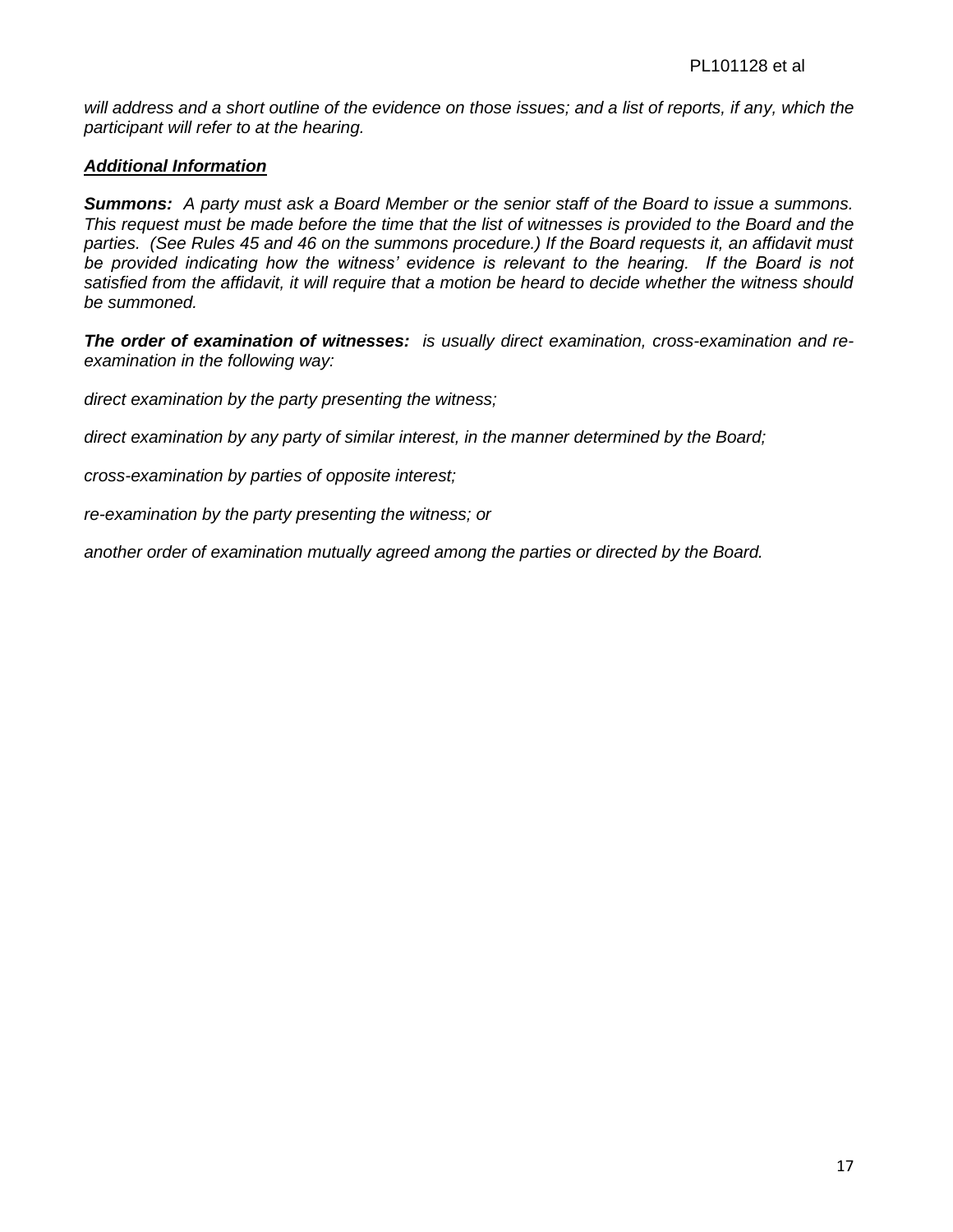*will address and a short outline of the evidence on those issues; and a list of reports, if any, which the participant will refer to at the hearing.*

***Additional Information***

***Summons:*** *A party must ask a Board Member or the senior staff of the Board to issue a summons. This request must be made before the time that the list of witnesses is provided to the Board and the parties. (See Rules 45 and 46 on the summons procedure.) If the Board requests it, an affidavit must be provided indicating how the witness' evidence is relevant to the hearing. If the Board is not satisfied from the affidavit, it will require that a motion be heard to decide whether the witness should be summoned.*

***The order of examination of witnesses:*** *is usually direct examination, cross-examination and re-examination in the following way:*

*direct examination by the party presenting the witness;*

*direct examination by any party of similar interest, in the manner determined by the Board;*

*cross-examination by parties of opposite interest;*

*re-examination by the party presenting the witness; or*

*another order of examination mutually agreed among the parties or directed by the Board.*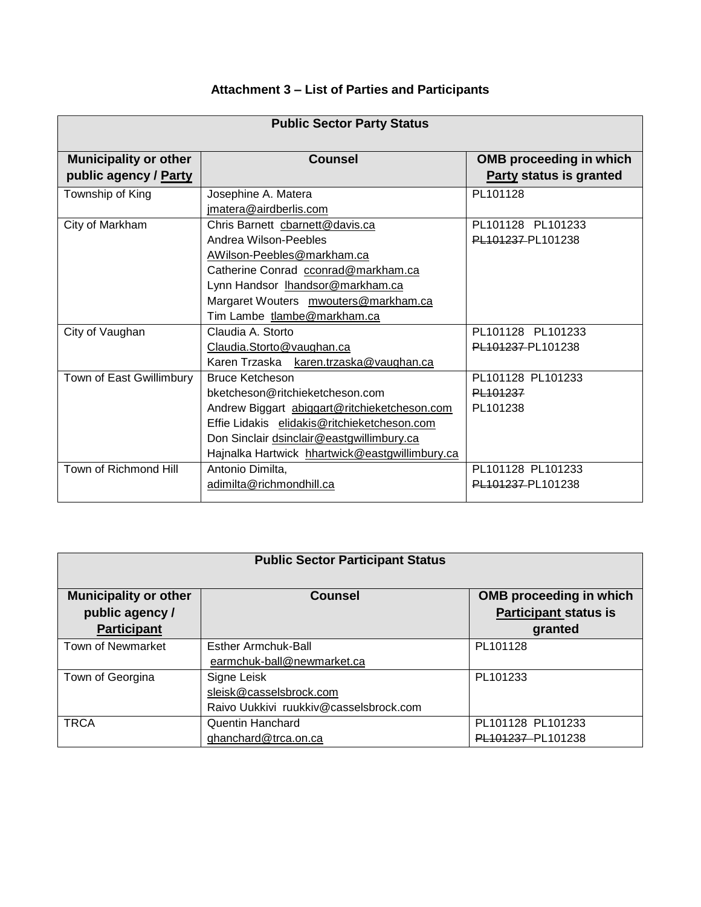## Attachment 3 – List of Parties and Participants

| **Public Sector Party Status** | | |
|---|---|---|
| **Municipality or other public agency / Party** | **Counsel** | **OMB proceeding in which Party status is granted** |
| Township of King | Josephine A. Matera jmatera@airdberlis.com | PL101128 |
| City of Markham | Chris Barnett cbarnett@davis.ca Andrea Wilson-Peebles AWilson-Peebles@markham.ca Catherine Conrad cconrad@markham.ca Lynn Handsor lhandsor@markham.ca Margaret Wouters mwouters@markham.ca Tim Lambe tlambe@markham.ca | PL101128 PL101233 ~~PL101237~~ PL101238 |
| City of Vaughan | Claudia A. Storto Claudia.Storto@vaughan.ca Karen Trzaska karen.trzaska@vaughan.ca | PL101128 PL101233 ~~PL101237~~ PL101238 |
| Town of East Gwillimbury | Bruce Ketcheson bketcheson@ritchieketcheson.com Andrew Biggart abiggart@ritchieketcheson.com Effie Lidakis elidakis@ritchieketcheson.com Don Sinclair dsinclair@eastgwillimbury.ca Hajnalka Hartwick hhartwick@eastgwillimbury.ca | PL101128 PL101233 ~~PL101237~~ PL101238 |
| Town of Richmond Hill | Antonio Dimilta, adimilta@richmondhill.ca | PL101128 PL101233 ~~PL101237~~ PL101238 |

| **Public Sector Participant Status** | | |
|---|---|---|
| **Municipality or other public agency / Participant** | **Counsel** | **OMB proceeding in which Participant status is granted** |
| Town of Newmarket | Esther Armchuk-Ball earmchuk-ball@newmarket.ca | PL101128 |
| Town of Georgina | Signe Leisk sleisk@casselsbrock.com Raivo Uukkivi ruukkiv@casselsbrock.com | PL101233 |
| TRCA | Quentin Hanchard qhanchard@trca.on.ca | PL101128 PL101233 ~~PL101237~~ PL101238 |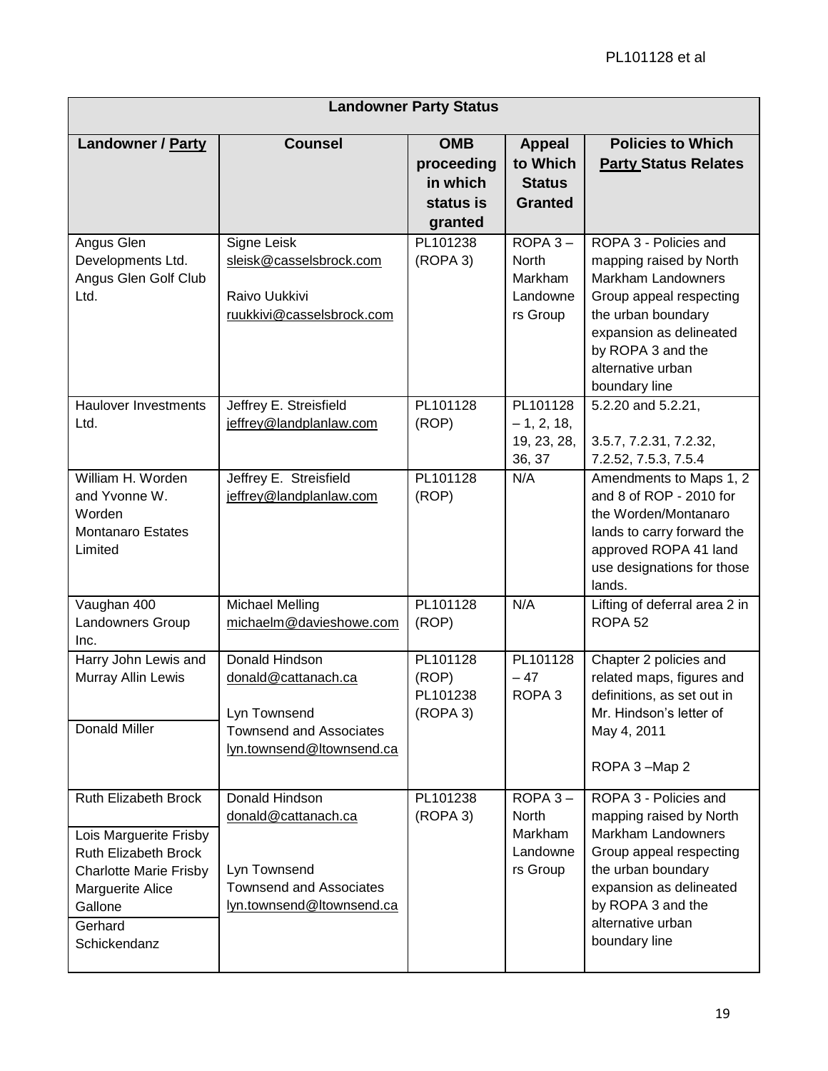| Landowner Party Status | | | | |
|---|---|---|---|---|
| **Landowner / Party** | **Counsel** | **OMB proceeding in which status is granted** | **Appeal to Which Status Granted** | **Policies to Which Party Status Relates** |
| Angus Glen Developments Ltd. Angus Glen Golf Club Ltd. | Signe Leisk sleisk@casselsbrock.com<br><br>Raivo Uukkivi ruukkivi@casselsbrock.com | PL101238 (ROPA 3) | ROPA 3 – North Markham Landowners Group | ROPA 3 - Policies and mapping raised by North Markham Landowners Group appeal respecting the urban boundary expansion as delineated by ROPA 3 and the alternative urban boundary line |
| Haulover Investments Ltd. | Jeffrey E. Streisfield jeffrey@landplanlaw.com | PL101128 (ROP) | PL101128 – 1, 2, 18, 19, 23, 28, 36, 37 | 5.2.20 and 5.2.21,<br><br>3.5.7, 7.2.31, 7.2.32, 7.2.52, 7.5.3, 7.5.4 |
| William H. Worden and Yvonne W. Worden Montanaro Estates Limited | Jeffrey E. Streisfield jeffrey@landplanlaw.com | PL101128 (ROP) | N/A | Amendments to Maps 1, 2 and 8 of ROP - 2010 for the Worden/Montanaro lands to carry forward the approved ROPA 41 land use designations for those lands. |
| Vaughan 400 Landowners Group Inc. | Michael Melling michaelm@davieshowe.com | PL101128 (ROP) | N/A | Lifting of deferral area 2 in ROPA 52 |
| Harry John Lewis and Murray Allin Lewis<br><br>Donald Miller | Donald Hindson donald@cattanach.ca<br><br>Lyn Townsend Townsend and Associates lyn.townsend@ltownsend.ca | PL101128 (ROP) PL101238 (ROPA 3) | PL101128 – 47 ROPA 3 | Chapter 2 policies and related maps, figures and definitions, as set out in Mr. Hindson's letter of May 4, 2011<br><br>ROPA 3 –Map 2 |
| Ruth Elizabeth Brock<br><br>Lois Marguerite Frisby Ruth Elizabeth Brock Charlotte Marie Frisby Marguerite Alice Gallone<br><br>Gerhard Schickendanz | Donald Hindson donald@cattanach.ca<br><br>Lyn Townsend Townsend and Associates lyn.townsend@ltownsend.ca | PL101238 (ROPA 3) | ROPA 3 – North Markham Landowners Group | ROPA 3 - Policies and mapping raised by North Markham Landowners Group appeal respecting the urban boundary expansion as delineated by ROPA 3 and the alternative urban boundary line |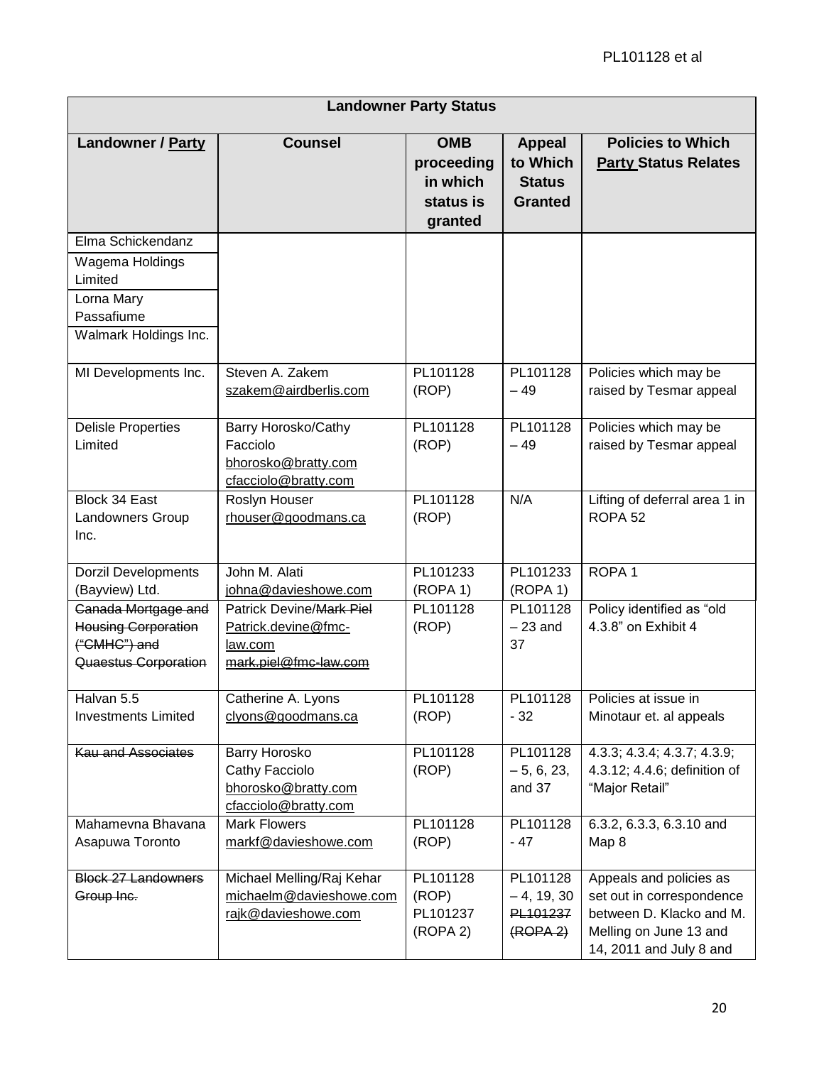| Landowner Party Status | | | | |
|---|---|---|---|---|
| **Landowner / <u>Party</u>** | **Counsel** | **OMB proceeding in which status is granted** | **Appeal to Which Status Granted** | **Policies to Which <u>Party</u> Status Relates** |
| Elma Schickendanz<br>Wagema Holdings Limited<br>Lorna Mary Passafiume<br>Walmark Holdings Inc. | | | | |
| MI Developments Inc. | Steven A. Zakem<br>szakem@airdberlis.com | PL101128 (ROP) | PL101128 – 49 | Policies which may be raised by Tesmar appeal |
| Delisle Properties Limited | Barry Horosko/Cathy Facciolo<br>bhorosko@bratty.com<br>cfacciolo@bratty.com | PL101128 (ROP) | PL101128 – 49 | Policies which may be raised by Tesmar appeal |
| Block 34 East Landowners Group Inc. | Roslyn Houser<br>rhouser@goodmans.ca | PL101128 (ROP) | N/A | Lifting of deferral area 1 in ROPA 52 |
| Dorzil Developments (Bayview) Ltd. | John M. Alati<br>johna@davieshowe.com | PL101233 (ROPA 1) | PL101233 (ROPA 1) | ROPA 1 |
| ~~Canada Mortgage and Housing Corporation ("CMHC") and Quaestus Corporation~~ | Patrick Devine/~~Mark Piel~~<br>Patrick.devine@fmc-law.com<br>~~mark.piel@fmc-law.com~~ | PL101128 (ROP) | PL101128 – 23 and 37 | Policy identified as "old 4.3.8" on Exhibit 4 |
| Halvan 5.5 Investments Limited | Catherine A. Lyons<br>clyons@goodmans.ca | PL101128 (ROP) | PL101128 - 32 | Policies at issue in Minotaur et. al appeals |
| ~~Kau and Associates~~ | Barry Horosko<br>Cathy Facciolo<br>bhorosko@bratty.com<br>cfacciolo@bratty.com | PL101128 (ROP) | PL101128 – 5, 6, 23, and 37 | 4.3.3; 4.3.4; 4.3.7; 4.3.9; 4.3.12; 4.4.6; definition of "Major Retail" |
| Mahamevna Bhavana Asapuwa Toronto | Mark Flowers<br>markf@davieshowe.com | PL101128 (ROP) | PL101128 - 47 | 6.3.2, 6.3.3, 6.3.10 and Map 8 |
| ~~Block 27 Landowners Group Inc.~~ | Michael Melling/Raj Kehar<br>michaelm@davieshowe.com<br>rajk@davieshowe.com | PL101128 (ROP)<br>PL101237 (ROPA 2) | PL101128 – 4, 19, 30<br>~~PL101237 (ROPA 2)~~ | Appeals and policies as set out in correspondence between D. Klacko and M. Melling on June 13 and 14, 2011 and July 8 and |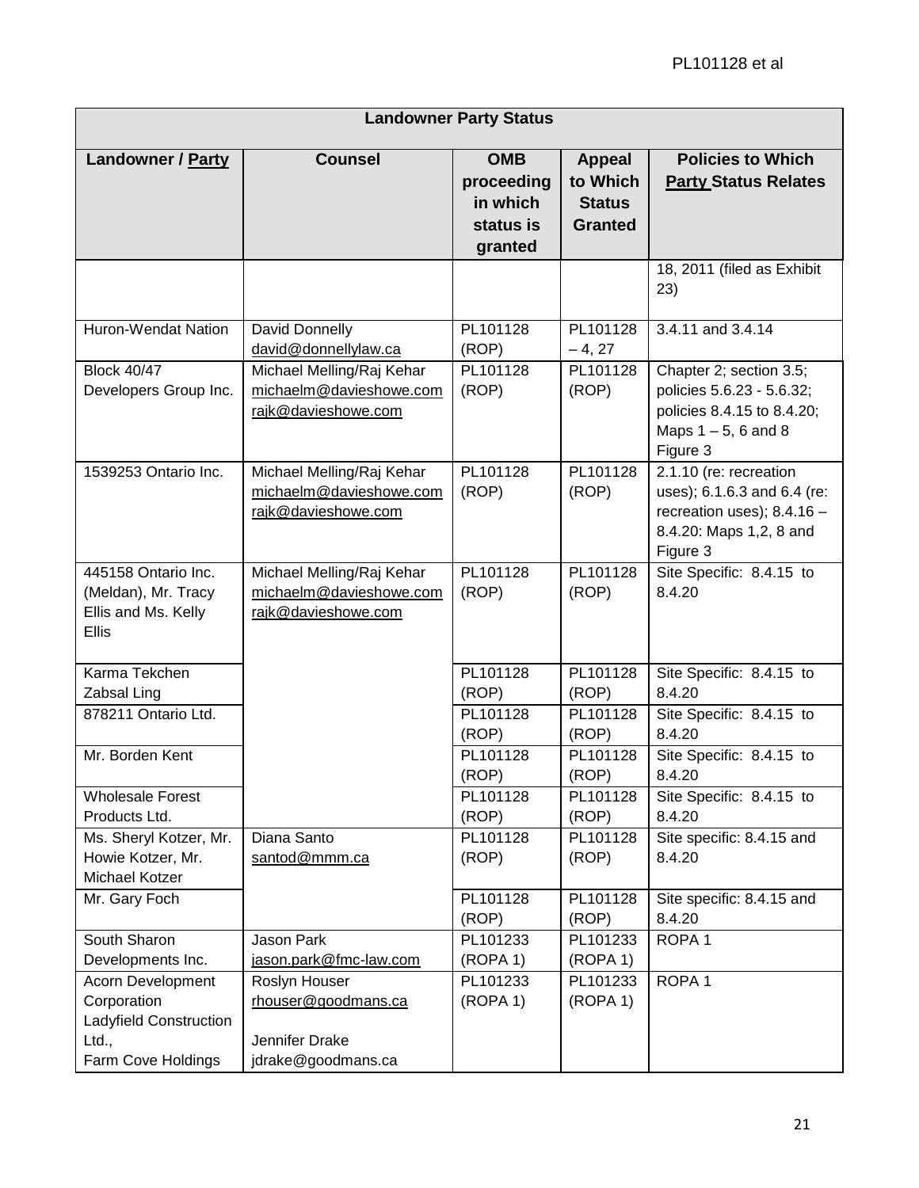| Landowner Party Status | | | | |
|---|---|---|---|---|
| **Landowner / Party** | **Counsel** | **OMB proceeding in which status is granted** | **Appeal to Which Status Granted** | **Policies to Which Party Status Relates** |
| | | | | 18, 2011 (filed as Exhibit 23) |
| Huron-Wendat Nation | David Donnelly david@donnellylaw.ca | PL101128 (ROP) | PL101128 – 4, 27 | 3.4.11 and 3.4.14 |
| Block 40/47 Developers Group Inc. | Michael Melling/Raj Kehar michaelm@davieshowe.com rajk@davieshowe.com | PL101128 (ROP) | PL101128 (ROP) | Chapter 2; section 3.5; policies 5.6.23 - 5.6.32; policies 8.4.15 to 8.4.20; Maps 1 – 5, 6 and 8 Figure 3 |
| 1539253 Ontario Inc. | Michael Melling/Raj Kehar michaelm@davieshowe.com rajk@davieshowe.com | PL101128 (ROP) | PL101128 (ROP) | 2.1.10 (re: recreation uses); 6.1.6.3 and 6.4 (re: recreation uses); 8.4.16 – 8.4.20: Maps 1,2, 8 and Figure 3 |
| 445158 Ontario Inc. (Meldan), Mr. Tracy Ellis and Ms. Kelly Ellis | Michael Melling/Raj Kehar michaelm@davieshowe.com rajk@davieshowe.com | PL101128 (ROP) | PL101128 (ROP) | Site Specific: 8.4.15 to 8.4.20 |
| Karma Tekchen Zabsal Ling | | PL101128 (ROP) | PL101128 (ROP) | Site Specific: 8.4.15 to 8.4.20 |
| 878211 Ontario Ltd. | | PL101128 (ROP) | PL101128 (ROP) | Site Specific: 8.4.15 to 8.4.20 |
| Mr. Borden Kent | | PL101128 (ROP) | PL101128 (ROP) | Site Specific: 8.4.15 to 8.4.20 |
| Wholesale Forest Products Ltd. | | PL101128 (ROP) | PL101128 (ROP) | Site Specific: 8.4.15 to 8.4.20 |
| Ms. Sheryl Kotzer, Mr. Howie Kotzer, Mr. Michael Kotzer | Diana Santo santod@mmm.ca | PL101128 (ROP) | PL101128 (ROP) | Site specific: 8.4.15 and 8.4.20 |
| Mr. Gary Foch | | PL101128 (ROP) | PL101128 (ROP) | Site specific: 8.4.15 and 8.4.20 |
| South Sharon Developments Inc. | Jason Park jason.park@fmc-law.com | PL101233 (ROPA 1) | PL101233 (ROPA 1) | ROPA 1 |
| Acorn Development Corporation Ladyfield Construction Ltd., Farm Cove Holdings | Roslyn Houser rhouser@goodmans.ca Jennifer Drake jdrake@goodmans.ca | PL101233 (ROPA 1) | PL101233 (ROPA 1) | ROPA 1 |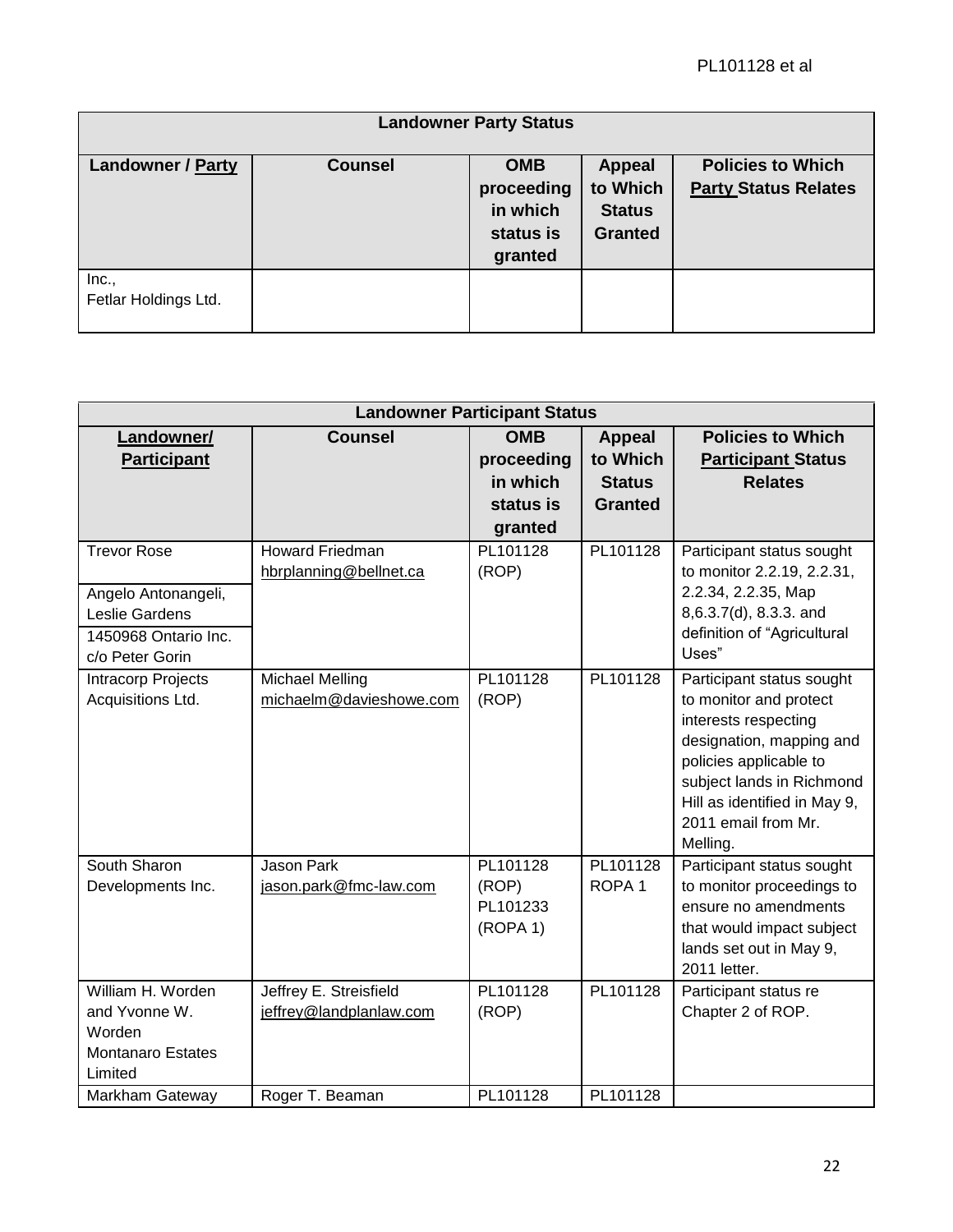| Landowner Party Status | | | | |
|---|---|---|---|---|
| **Landowner / Party** | **Counsel** | **OMB proceeding in which status is granted** | **Appeal to Which Status Granted** | **Policies to Which Party Status Relates** |
| Inc., Fetlar Holdings Ltd. | | | | |

| Landowner Participant Status | | | | |
|---|---|---|---|---|
| **Landowner/ Participant** | **Counsel** | **OMB proceeding in which status is granted** | **Appeal to Which Status Granted** | **Policies to Which Participant Status Relates** |
| Trevor Rose<br>Angelo Antonangeli, Leslie Gardens<br>1450968 Ontario Inc. c/o Peter Gorin | Howard Friedman<br>hbrplanning@bellnet.ca | PL101128 (ROP) | PL101128 | Participant status sought to monitor 2.2.19, 2.2.31, 2.2.34, 2.2.35, Map 8,6.3.7(d), 8.3.3. and definition of "Agricultural Uses" |
| Intracorp Projects Acquisitions Ltd. | Michael Melling<br>michaelm@davieshowe.com | PL101128 (ROP) | PL101128 | Participant status sought to monitor and protect interests respecting designation, mapping and policies applicable to subject lands in Richmond Hill as identified in May 9, 2011 email from Mr. Melling. |
| South Sharon Developments Inc. | Jason Park<br>jason.park@fmc-law.com | PL101128 (ROP)<br>PL101233 (ROPA 1) | PL101128<br>ROPA 1 | Participant status sought to monitor proceedings to ensure no amendments that would impact subject lands set out in May 9, 2011 letter. |
| William H. Worden and Yvonne W. Worden<br>Montanaro Estates Limited | Jeffrey E. Streisfield<br>jeffrey@landplanlaw.com | PL101128 (ROP) | PL101128 | Participant status re Chapter 2 of ROP. |
| Markham Gateway | Roger T. Beaman | PL101128 | PL101128 | |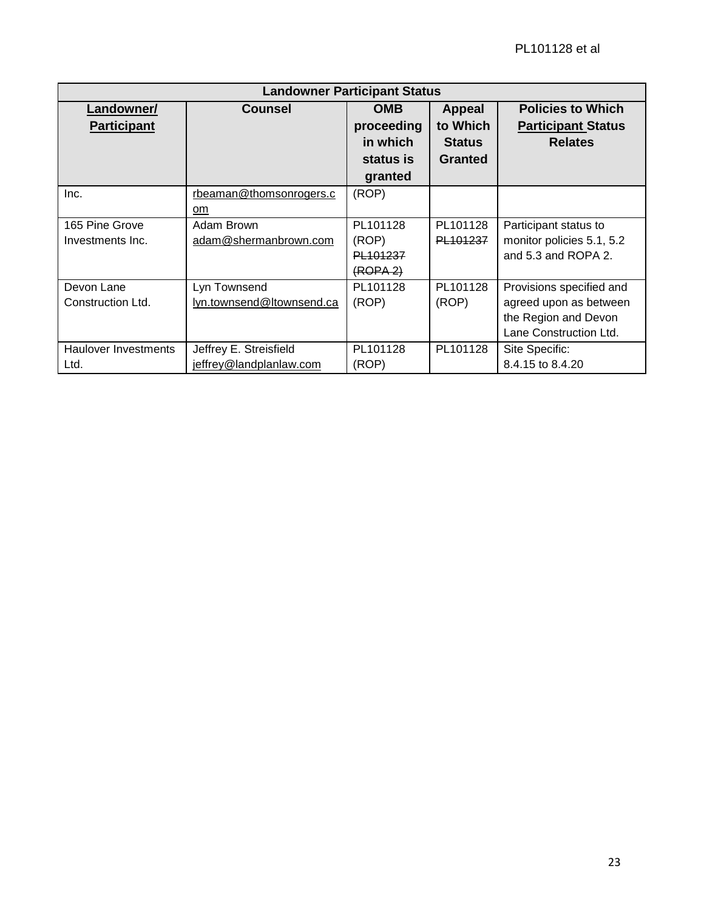| Landowner Participant Status | | | | |
|---|---|---|---|---|
| **Landowner/ Participant** | **Counsel** | **OMB proceeding in which status is granted** | **Appeal to Which Status Granted** | **Policies to Which Participant Status Relates** |
| Inc. | rbeaman@thomsonrogers.com | (ROP) | | |
| 165 Pine Grove Investments Inc. | Adam Brown adam@shermanbrown.com | PL101128 (ROP) ~~PL101237 (ROPA 2)~~ | PL101128 ~~PL101237~~ | Participant status to monitor policies 5.1, 5.2 and 5.3 and ROPA 2. |
| Devon Lane Construction Ltd. | Lyn Townsend lyn.townsend@ltownsend.ca | PL101128 (ROP) | PL101128 (ROP) | Provisions specified and agreed upon as between the Region and Devon Lane Construction Ltd. |
| Haulover Investments Ltd. | Jeffrey E. Streisfield jeffrey@landplanlaw.com | PL101128 (ROP) | PL101128 | Site Specific: 8.4.15 to 8.4.20 |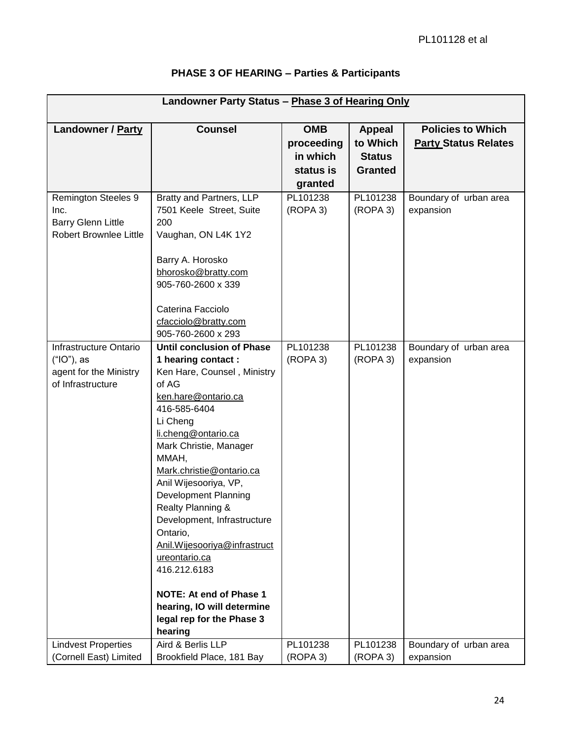## PHASE 3 OF HEARING – Parties & Participants

| Landowner Party Status – Phase 3 of Hearing Only | | | | |
|---|---|---|---|---|
| **Landowner / Party** | **Counsel** | **OMB proceeding in which status is granted** | **Appeal to Which Status Granted** | **Policies to Which Party Status Relates** |
| Remington Steeles 9 Inc.<br>Barry Glenn Little<br>Robert Brownlee Little | Bratty and Partners, LLP<br>7501 Keele Street, Suite 200<br>Vaughan, ON L4K 1Y2<br><br>Barry A. Horosko<br>bhorosko@bratty.com<br>905-760-2600 x 339<br><br>Caterina Facciolo<br>cfacciolo@bratty.com<br>905-760-2600 x 293 | PL101238 (ROPA 3) | PL101238 (ROPA 3) | Boundary of urban area expansion |
| Infrastructure Ontario ("IO"), as agent for the Ministry of Infrastructure | **Until conclusion of Phase 1 hearing contact :**<br>Ken Hare, Counsel , Ministry of AG<br>ken.hare@ontario.ca<br>416-585-6404<br>Li Cheng<br>li.cheng@ontario.ca<br>Mark Christie, Manager MMAH,<br>Mark.christie@ontario.ca<br>Anil Wijesooriya, VP, Development Planning Realty Planning & Development, Infrastructure Ontario,<br>Anil.Wijesooriya@infrastructureontario.ca<br>416.212.6183<br><br>**NOTE: At end of Phase 1 hearing, IO will determine legal rep for the Phase 3 hearing** | PL101238 (ROPA 3) | PL101238 (ROPA 3) | Boundary of urban area expansion |
| Lindvest Properties (Cornell East) Limited | Aird & Berlis LLP<br>Brookfield Place, 181 Bay | PL101238 (ROPA 3) | PL101238 (ROPA 3) | Boundary of urban area expansion |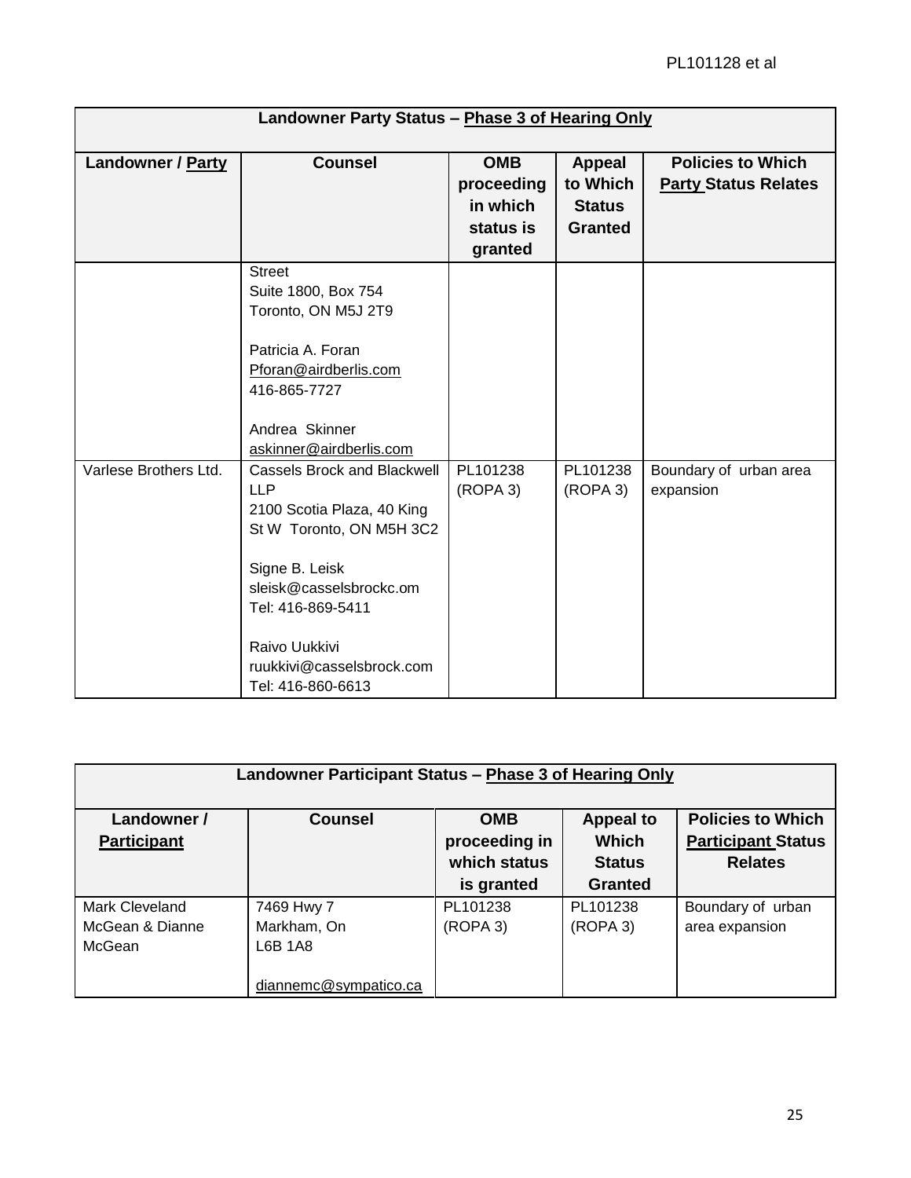| Landowner Party Status – Phase 3 of Hearing Only | | | | |
|---|---|---|---|---|
| **Landowner / Party** | **Counsel** | **OMB proceeding in which status is granted** | **Appeal to Which Status Granted** | **Policies to Which Party Status Relates** |
| | Street<br>Suite 1800, Box 754<br>Toronto, ON M5J 2T9<br><br>Patricia A. Foran<br>Pforan@airdberlis.com<br>416-865-7727<br><br>Andrea Skinner<br>askinner@airdberlis.com | | | |
| Varlese Brothers Ltd. | Cassels Brock and Blackwell LLP<br>2100 Scotia Plaza, 40 King St W Toronto, ON M5H 3C2<br><br>Signe B. Leisk<br>sleisk@casselsbrockc.om<br>Tel: 416-869-5411<br><br>Raivo Uukkivi<br>ruukkivi@casselsbrock.com<br>Tel: 416-860-6613 | PL101238 (ROPA 3) | PL101238 (ROPA 3) | Boundary of urban area expansion |

| Landowner Participant Status – Phase 3 of Hearing Only | | | | |
|---|---|---|---|---|
| **Landowner / Participant** | **Counsel** | **OMB proceeding in which status is granted** | **Appeal to Which Status Granted** | **Policies to Which Participant Status Relates** |
| Mark Cleveland McGean & Dianne McGean | 7469 Hwy 7<br>Markham, On<br>L6B 1A8<br><br>diannemc@sympatico.ca | PL101238 (ROPA 3) | PL101238 (ROPA 3) | Boundary of urban area expansion |